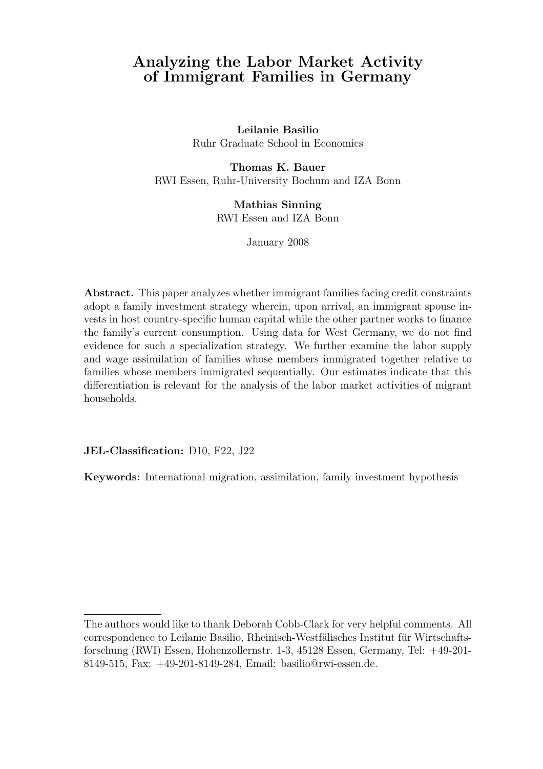# Analyzing the Labor Market Activity of Immigrant Families in Germany

**Leilanie Basilio**
Ruhr Graduate School in Economics

**Thomas K. Bauer**
RWI Essen, Ruhr-University Bochum and IZA Bonn

**Mathias Sinning**
RWI Essen and IZA Bonn

January 2008

**Abstract.** This paper analyzes whether immigrant families facing credit constraints adopt a family investment strategy wherein, upon arrival, an immigrant spouse invests in host country-specific human capital while the other partner works to finance the family's current consumption. Using data for West Germany, we do not find evidence for such a specialization strategy. We further examine the labor supply and wage assimilation of families whose members immigrated together relative to families whose members immigrated sequentially. Our estimates indicate that this differentiation is relevant for the analysis of the labor market activities of migrant households.

**JEL-Classification:** D10, F22, J22

**Keywords:** International migration, assimilation, family investment hypothesis

---

The authors would like to thank Deborah Cobb-Clark for very helpful comments. All correspondence to Leilanie Basilio, Rheinisch-Westfälisches Institut für Wirtschaftsforschung (RWI) Essen, Hohenzollernstr. 1-3, 45128 Essen, Germany, Tel: +49-201-8149-515, Fax: +49-201-8149-284, Email: basilio@rwi-essen.de.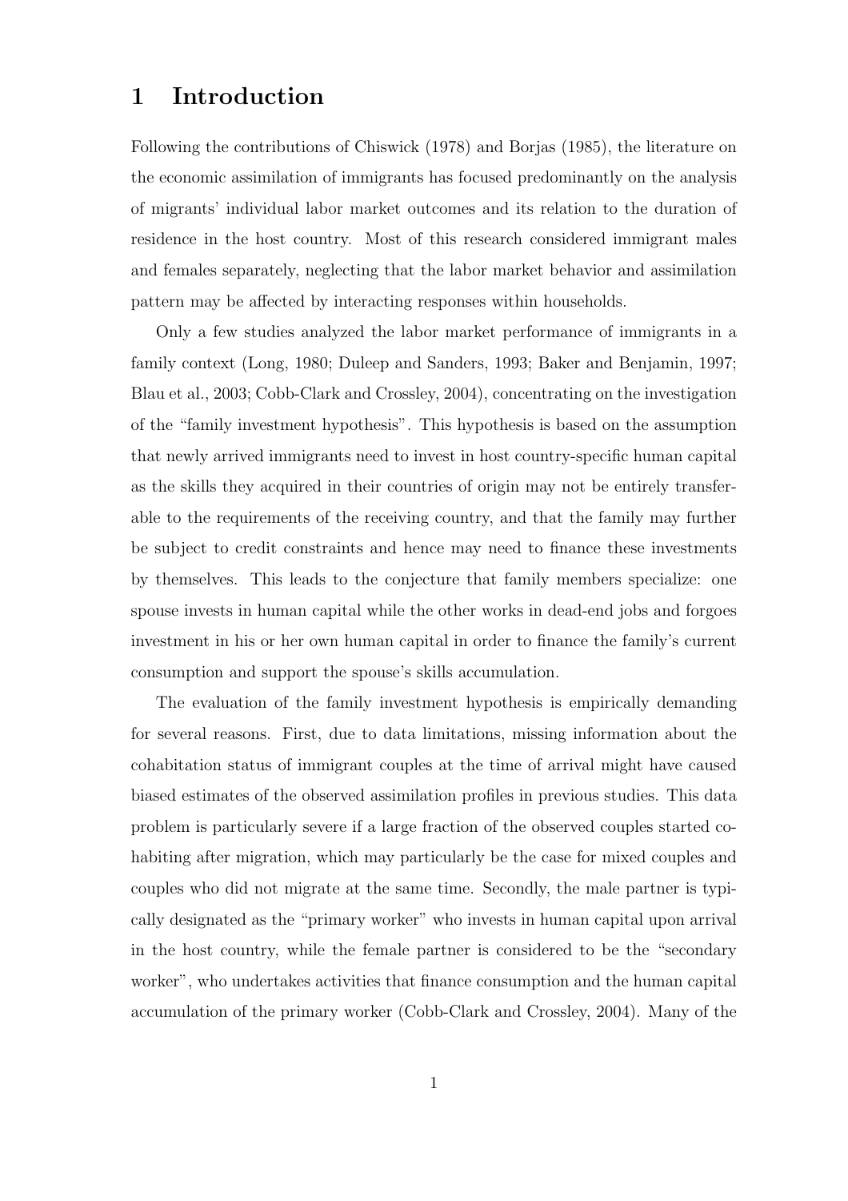# 1 Introduction

Following the contributions of Chiswick (1978) and Borjas (1985), the literature on the economic assimilation of immigrants has focused predominantly on the analysis of migrants' individual labor market outcomes and its relation to the duration of residence in the host country. Most of this research considered immigrant males and females separately, neglecting that the labor market behavior and assimilation pattern may be affected by interacting responses within households.

Only a few studies analyzed the labor market performance of immigrants in a family context (Long, 1980; Duleep and Sanders, 1993; Baker and Benjamin, 1997; Blau et al., 2003; Cobb-Clark and Crossley, 2004), concentrating on the investigation of the "family investment hypothesis". This hypothesis is based on the assumption that newly arrived immigrants need to invest in host country-specific human capital as the skills they acquired in their countries of origin may not be entirely transferable to the requirements of the receiving country, and that the family may further be subject to credit constraints and hence may need to finance these investments by themselves. This leads to the conjecture that family members specialize: one spouse invests in human capital while the other works in dead-end jobs and forgoes investment in his or her own human capital in order to finance the family's current consumption and support the spouse's skills accumulation.

The evaluation of the family investment hypothesis is empirically demanding for several reasons. First, due to data limitations, missing information about the cohabitation status of immigrant couples at the time of arrival might have caused biased estimates of the observed assimilation profiles in previous studies. This data problem is particularly severe if a large fraction of the observed couples started cohabiting after migration, which may particularly be the case for mixed couples and couples who did not migrate at the same time. Secondly, the male partner is typically designated as the "primary worker" who invests in human capital upon arrival in the host country, while the female partner is considered to be the "secondary worker", who undertakes activities that finance consumption and the human capital accumulation of the primary worker (Cobb-Clark and Crossley, 2004). Many of the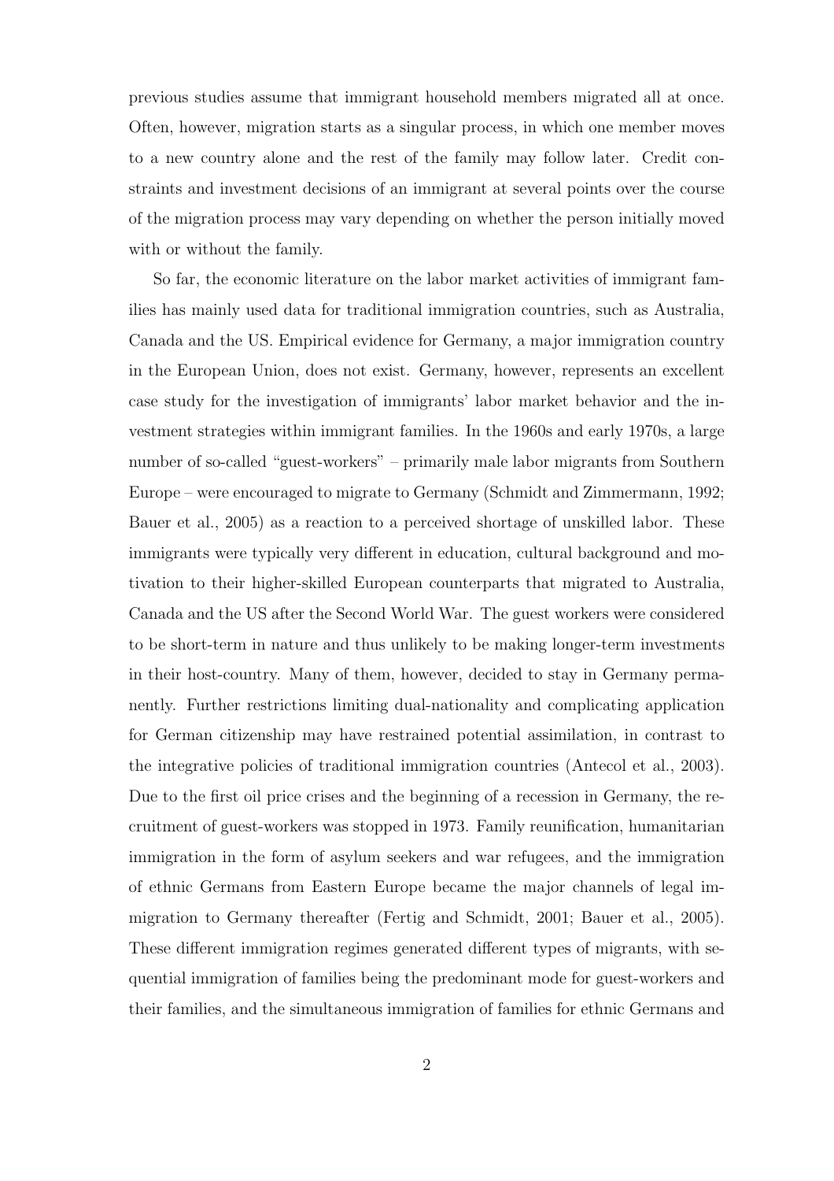previous studies assume that immigrant household members migrated all at once. Often, however, migration starts as a singular process, in which one member moves to a new country alone and the rest of the family may follow later. Credit constraints and investment decisions of an immigrant at several points over the course of the migration process may vary depending on whether the person initially moved with or without the family.

So far, the economic literature on the labor market activities of immigrant families has mainly used data for traditional immigration countries, such as Australia, Canada and the US. Empirical evidence for Germany, a major immigration country in the European Union, does not exist. Germany, however, represents an excellent case study for the investigation of immigrants' labor market behavior and the investment strategies within immigrant families. In the 1960s and early 1970s, a large number of so-called "guest-workers" – primarily male labor migrants from Southern Europe – were encouraged to migrate to Germany (Schmidt and Zimmermann, 1992; Bauer et al., 2005) as a reaction to a perceived shortage of unskilled labor. These immigrants were typically very different in education, cultural background and motivation to their higher-skilled European counterparts that migrated to Australia, Canada and the US after the Second World War. The guest workers were considered to be short-term in nature and thus unlikely to be making longer-term investments in their host-country. Many of them, however, decided to stay in Germany permanently. Further restrictions limiting dual-nationality and complicating application for German citizenship may have restrained potential assimilation, in contrast to the integrative policies of traditional immigration countries (Antecol et al., 2003). Due to the first oil price crises and the beginning of a recession in Germany, the recruitment of guest-workers was stopped in 1973. Family reunification, humanitarian immigration in the form of asylum seekers and war refugees, and the immigration of ethnic Germans from Eastern Europe became the major channels of legal immigration to Germany thereafter (Fertig and Schmidt, 2001; Bauer et al., 2005). These different immigration regimes generated different types of migrants, with sequential immigration of families being the predominant mode for guest-workers and their families, and the simultaneous immigration of families for ethnic Germans and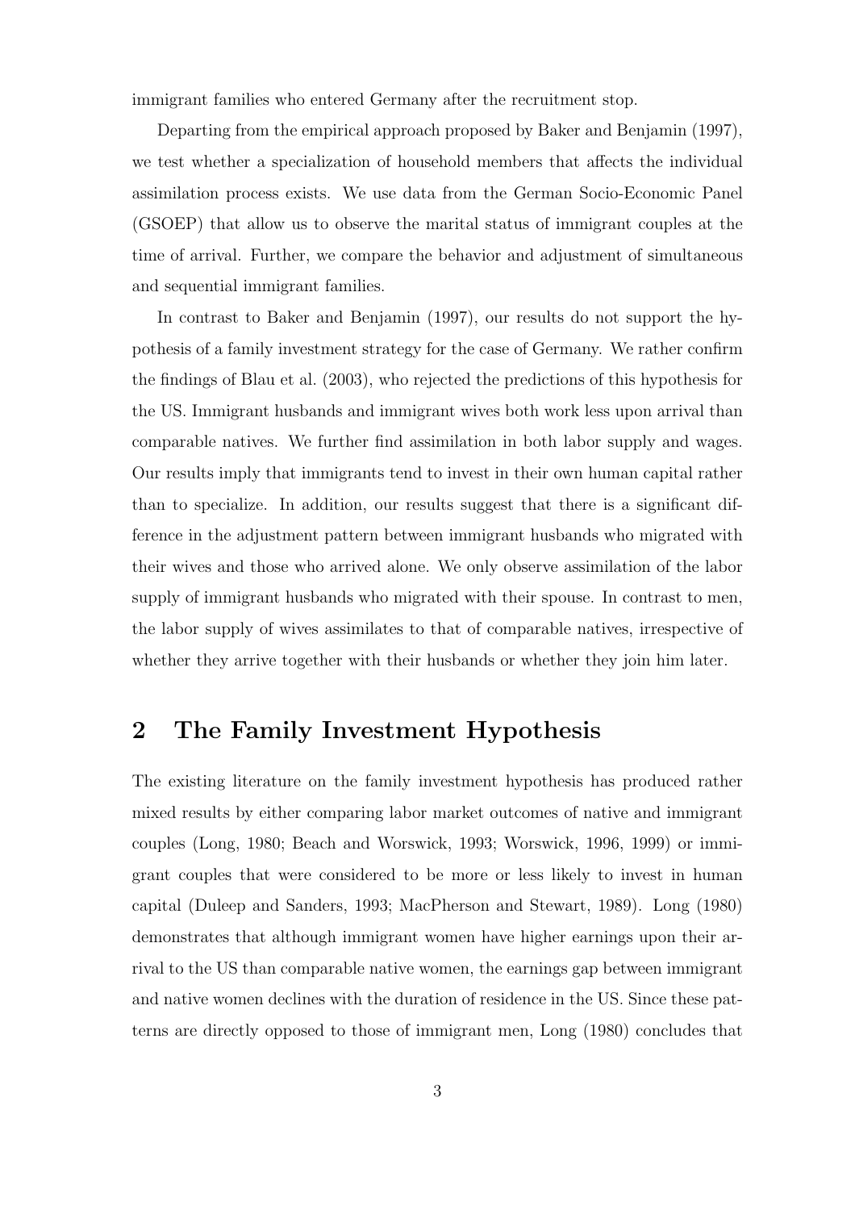immigrant families who entered Germany after the recruitment stop.

Departing from the empirical approach proposed by Baker and Benjamin (1997), we test whether a specialization of household members that affects the individual assimilation process exists. We use data from the German Socio-Economic Panel (GSOEP) that allow us to observe the marital status of immigrant couples at the time of arrival. Further, we compare the behavior and adjustment of simultaneous and sequential immigrant families.

In contrast to Baker and Benjamin (1997), our results do not support the hypothesis of a family investment strategy for the case of Germany. We rather confirm the findings of Blau et al. (2003), who rejected the predictions of this hypothesis for the US. Immigrant husbands and immigrant wives both work less upon arrival than comparable natives. We further find assimilation in both labor supply and wages. Our results imply that immigrants tend to invest in their own human capital rather than to specialize. In addition, our results suggest that there is a significant difference in the adjustment pattern between immigrant husbands who migrated with their wives and those who arrived alone. We only observe assimilation of the labor supply of immigrant husbands who migrated with their spouse. In contrast to men, the labor supply of wives assimilates to that of comparable natives, irrespective of whether they arrive together with their husbands or whether they join him later.

## 2 The Family Investment Hypothesis

The existing literature on the family investment hypothesis has produced rather mixed results by either comparing labor market outcomes of native and immigrant couples (Long, 1980; Beach and Worswick, 1993; Worswick, 1996, 1999) or immigrant couples that were considered to be more or less likely to invest in human capital (Duleep and Sanders, 1993; MacPherson and Stewart, 1989). Long (1980) demonstrates that although immigrant women have higher earnings upon their arrival to the US than comparable native women, the earnings gap between immigrant and native women declines with the duration of residence in the US. Since these patterns are directly opposed to those of immigrant men, Long (1980) concludes that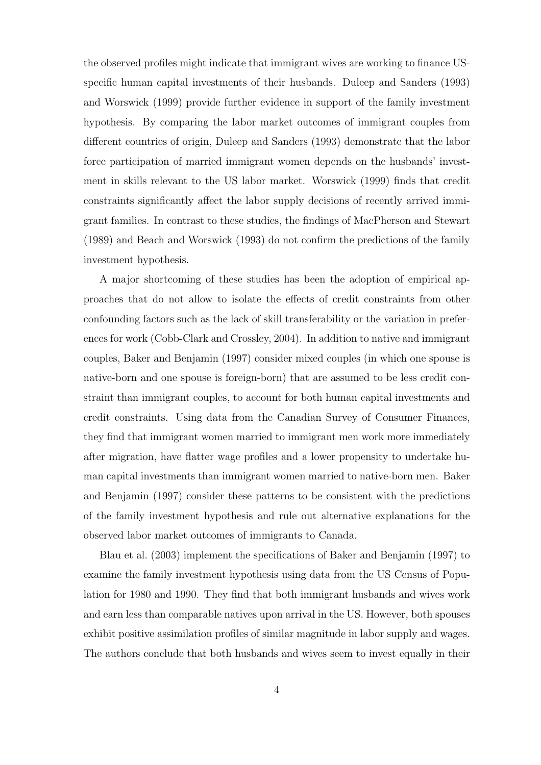the observed profiles might indicate that immigrant wives are working to finance US-specific human capital investments of their husbands. Duleep and Sanders (1993) and Worswick (1999) provide further evidence in support of the family investment hypothesis. By comparing the labor market outcomes of immigrant couples from different countries of origin, Duleep and Sanders (1993) demonstrate that the labor force participation of married immigrant women depends on the husbands' investment in skills relevant to the US labor market. Worswick (1999) finds that credit constraints significantly affect the labor supply decisions of recently arrived immigrant families. In contrast to these studies, the findings of MacPherson and Stewart (1989) and Beach and Worswick (1993) do not confirm the predictions of the family investment hypothesis.

A major shortcoming of these studies has been the adoption of empirical approaches that do not allow to isolate the effects of credit constraints from other confounding factors such as the lack of skill transferability or the variation in preferences for work (Cobb-Clark and Crossley, 2004). In addition to native and immigrant couples, Baker and Benjamin (1997) consider mixed couples (in which one spouse is native-born and one spouse is foreign-born) that are assumed to be less credit constraint than immigrant couples, to account for both human capital investments and credit constraints. Using data from the Canadian Survey of Consumer Finances, they find that immigrant women married to immigrant men work more immediately after migration, have flatter wage profiles and a lower propensity to undertake human capital investments than immigrant women married to native-born men. Baker and Benjamin (1997) consider these patterns to be consistent with the predictions of the family investment hypothesis and rule out alternative explanations for the observed labor market outcomes of immigrants to Canada.

Blau et al. (2003) implement the specifications of Baker and Benjamin (1997) to examine the family investment hypothesis using data from the US Census of Population for 1980 and 1990. They find that both immigrant husbands and wives work and earn less than comparable natives upon arrival in the US. However, both spouses exhibit positive assimilation profiles of similar magnitude in labor supply and wages. The authors conclude that both husbands and wives seem to invest equally in their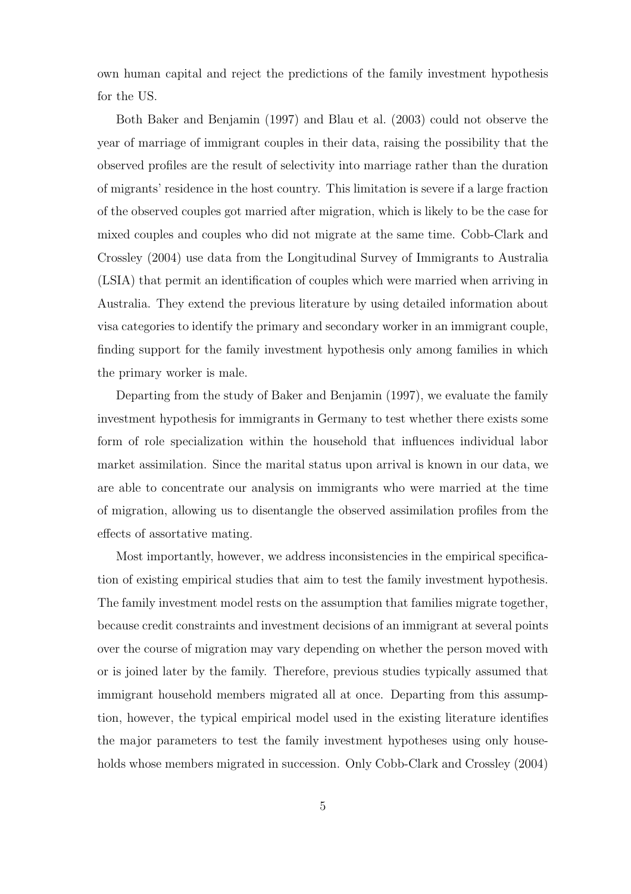own human capital and reject the predictions of the family investment hypothesis for the US.

Both Baker and Benjamin (1997) and Blau et al. (2003) could not observe the year of marriage of immigrant couples in their data, raising the possibility that the observed profiles are the result of selectivity into marriage rather than the duration of migrants' residence in the host country. This limitation is severe if a large fraction of the observed couples got married after migration, which is likely to be the case for mixed couples and couples who did not migrate at the same time. Cobb-Clark and Crossley (2004) use data from the Longitudinal Survey of Immigrants to Australia (LSIA) that permit an identification of couples which were married when arriving in Australia. They extend the previous literature by using detailed information about visa categories to identify the primary and secondary worker in an immigrant couple, finding support for the family investment hypothesis only among families in which the primary worker is male.

Departing from the study of Baker and Benjamin (1997), we evaluate the family investment hypothesis for immigrants in Germany to test whether there exists some form of role specialization within the household that influences individual labor market assimilation. Since the marital status upon arrival is known in our data, we are able to concentrate our analysis on immigrants who were married at the time of migration, allowing us to disentangle the observed assimilation profiles from the effects of assortative mating.

Most importantly, however, we address inconsistencies in the empirical specification of existing empirical studies that aim to test the family investment hypothesis. The family investment model rests on the assumption that families migrate together, because credit constraints and investment decisions of an immigrant at several points over the course of migration may vary depending on whether the person moved with or is joined later by the family. Therefore, previous studies typically assumed that immigrant household members migrated all at once. Departing from this assumption, however, the typical empirical model used in the existing literature identifies the major parameters to test the family investment hypotheses using only households whose members migrated in succession. Only Cobb-Clark and Crossley (2004)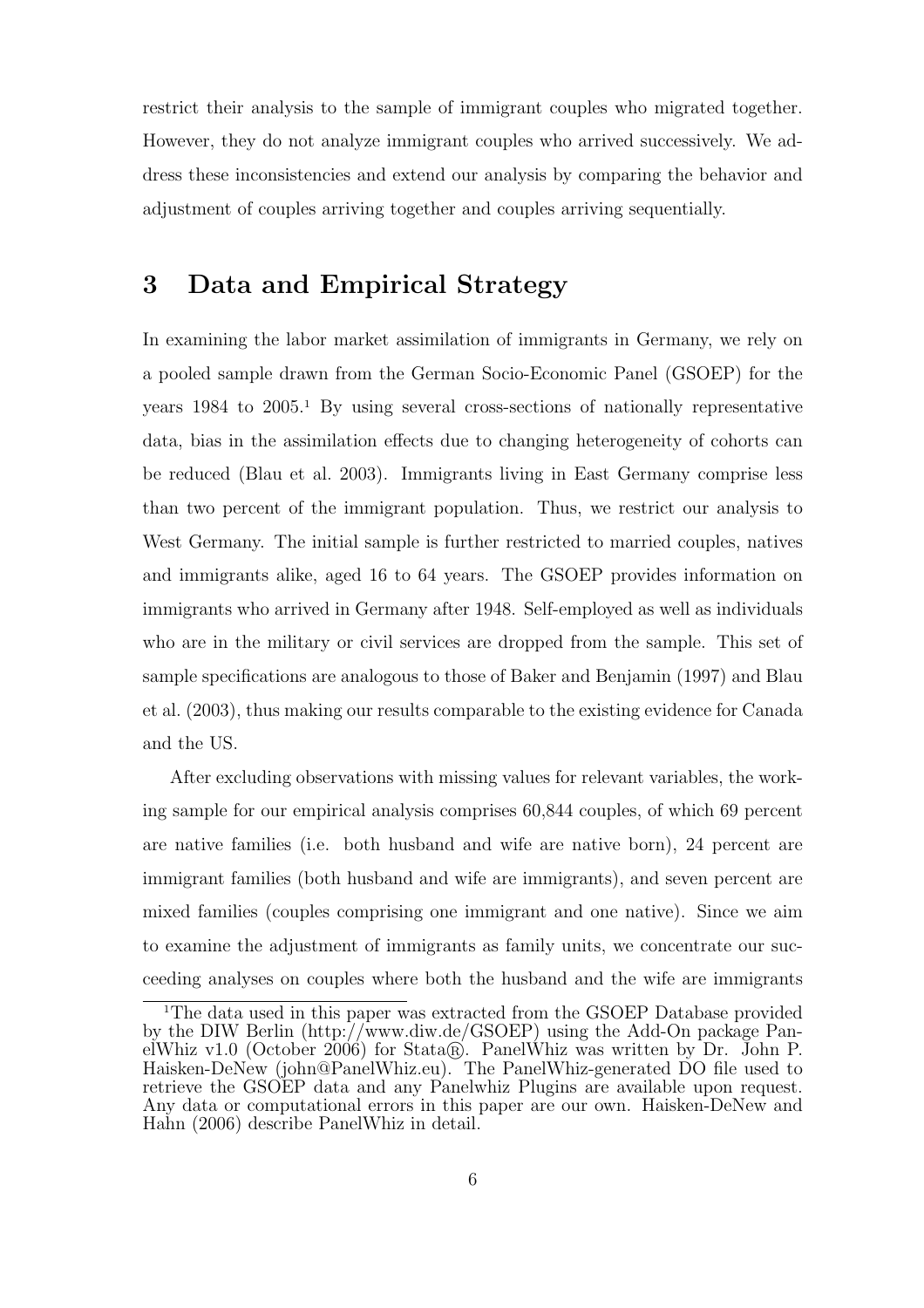restrict their analysis to the sample of immigrant couples who migrated together. However, they do not analyze immigrant couples who arrived successively. We address these inconsistencies and extend our analysis by comparing the behavior and adjustment of couples arriving together and couples arriving sequentially.

# 3 Data and Empirical Strategy

In examining the labor market assimilation of immigrants in Germany, we rely on a pooled sample drawn from the German Socio-Economic Panel (GSOEP) for the years 1984 to 2005.[1] By using several cross-sections of nationally representative data, bias in the assimilation effects due to changing heterogeneity of cohorts can be reduced (Blau et al. 2003). Immigrants living in East Germany comprise less than two percent of the immigrant population. Thus, we restrict our analysis to West Germany. The initial sample is further restricted to married couples, natives and immigrants alike, aged 16 to 64 years. The GSOEP provides information on immigrants who arrived in Germany after 1948. Self-employed as well as individuals who are in the military or civil services are dropped from the sample. This set of sample specifications are analogous to those of Baker and Benjamin (1997) and Blau et al. (2003), thus making our results comparable to the existing evidence for Canada and the US.

After excluding observations with missing values for relevant variables, the working sample for our empirical analysis comprises 60,844 couples, of which 69 percent are native families (i.e. both husband and wife are native born), 24 percent are immigrant families (both husband and wife are immigrants), and seven percent are mixed families (couples comprising one immigrant and one native). Since we aim to examine the adjustment of immigrants as family units, we concentrate our succeeding analyses on couples where both the husband and the wife are immigrants

[1] The data used in this paper was extracted from the GSOEP Database provided by the DIW Berlin (http://www.diw.de/GSOEP) using the Add-On package PanelWhiz v1.0 (October 2006) for Stata®. PanelWhiz was written by Dr. John P. Haisken-DeNew (john@PanelWhiz.eu). The PanelWhiz-generated DO file used to retrieve the GSOEP data and any Panelwhiz Plugins are available upon request. Any data or computational errors in this paper are our own. Haisken-DeNew and Hahn (2006) describe PanelWhiz in detail.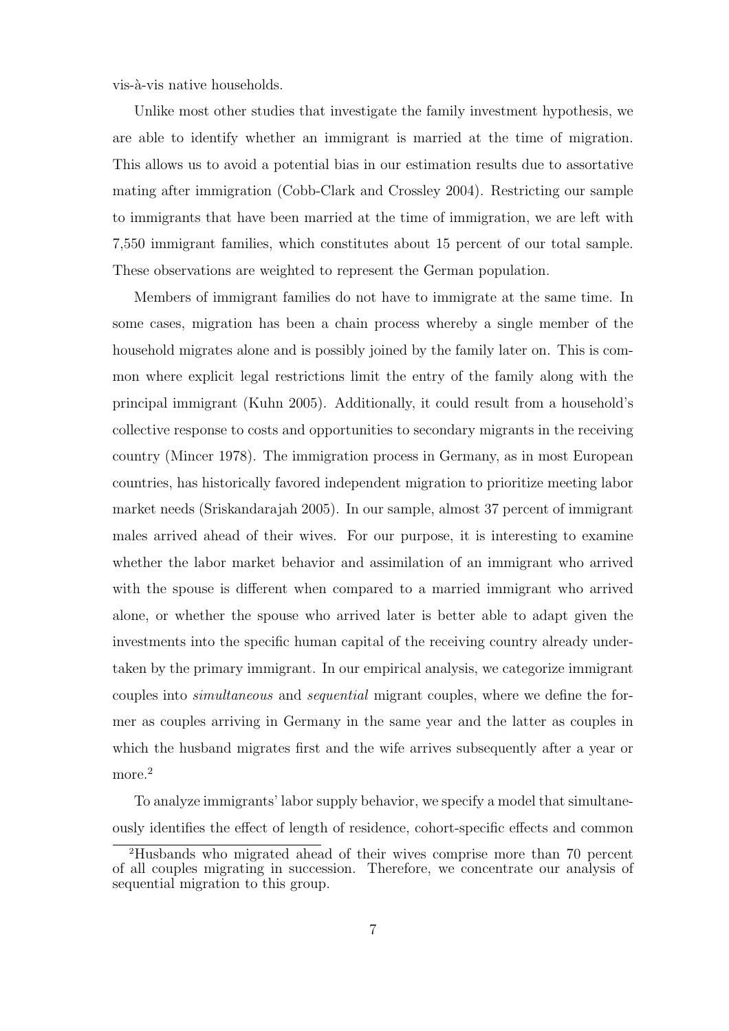vis-à-vis native households.

Unlike most other studies that investigate the family investment hypothesis, we are able to identify whether an immigrant is married at the time of migration. This allows us to avoid a potential bias in our estimation results due to assortative mating after immigration (Cobb-Clark and Crossley 2004). Restricting our sample to immigrants that have been married at the time of immigration, we are left with 7,550 immigrant families, which constitutes about 15 percent of our total sample. These observations are weighted to represent the German population.

Members of immigrant families do not have to immigrate at the same time. In some cases, migration has been a chain process whereby a single member of the household migrates alone and is possibly joined by the family later on. This is common where explicit legal restrictions limit the entry of the family along with the principal immigrant (Kuhn 2005). Additionally, it could result from a household's collective response to costs and opportunities to secondary migrants in the receiving country (Mincer 1978). The immigration process in Germany, as in most European countries, has historically favored independent migration to prioritize meeting labor market needs (Sriskandarajah 2005). In our sample, almost 37 percent of immigrant males arrived ahead of their wives. For our purpose, it is interesting to examine whether the labor market behavior and assimilation of an immigrant who arrived with the spouse is different when compared to a married immigrant who arrived alone, or whether the spouse who arrived later is better able to adapt given the investments into the specific human capital of the receiving country already undertaken by the primary immigrant. In our empirical analysis, we categorize immigrant couples into *simultaneous* and *sequential* migrant couples, where we define the former as couples arriving in Germany in the same year and the latter as couples in which the husband migrates first and the wife arrives subsequently after a year or more.[2]

To analyze immigrants' labor supply behavior, we specify a model that simultaneously identifies the effect of length of residence, cohort-specific effects and common

[2]Husbands who migrated ahead of their wives comprise more than 70 percent of all couples migrating in succession. Therefore, we concentrate our analysis of sequential migration to this group.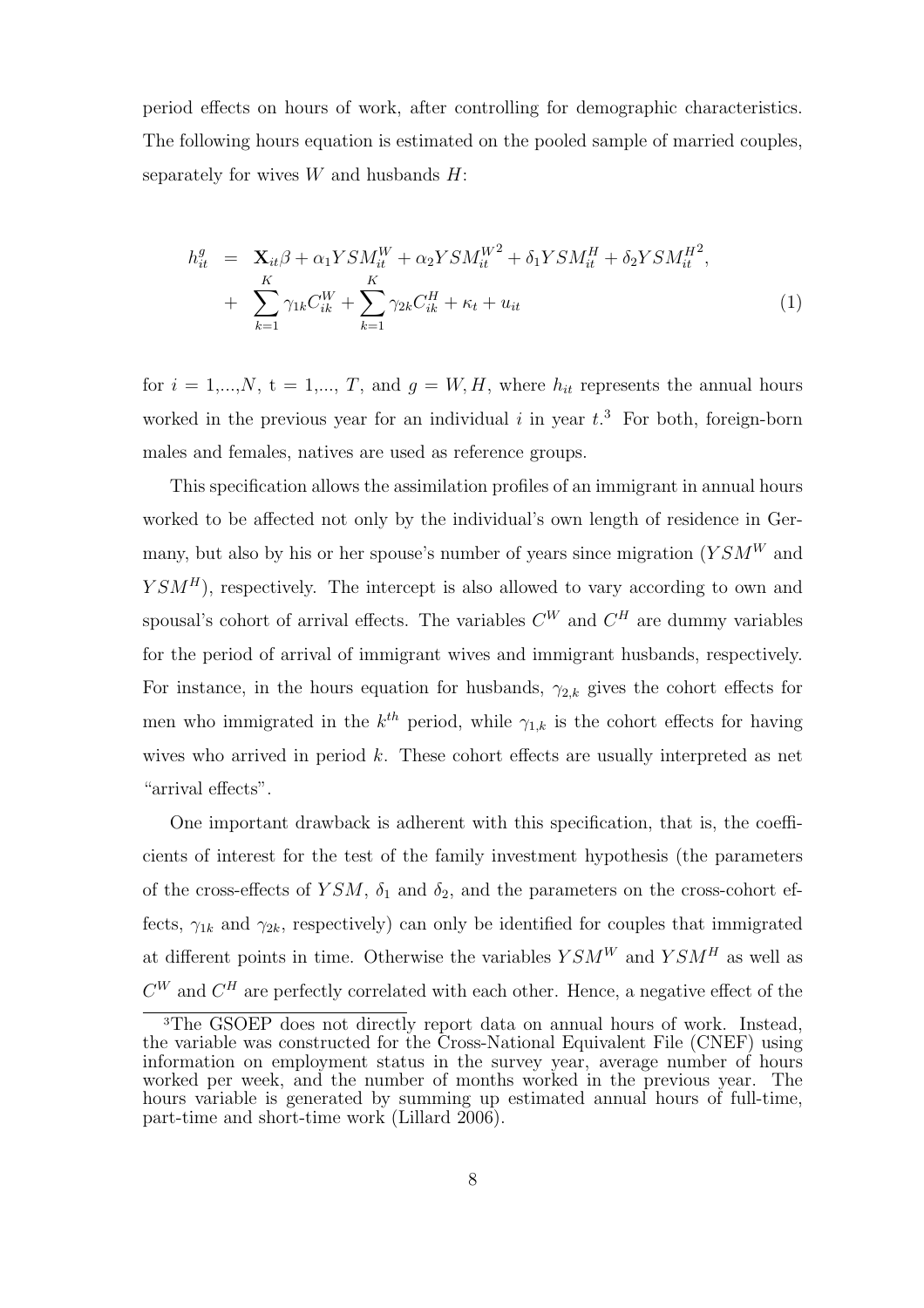period effects on hours of work, after controlling for demographic characteristics. The following hours equation is estimated on the pooled sample of married couples, separately for wives $W$ and husbands $H$:

$$
\begin{aligned}
h_{it}^{g} &= \mathbf{X}_{it}\beta + \alpha_1 YSM_{it}^{W} + \alpha_2 YSM_{it}^{W^2} + \delta_1 YSM_{it}^{H} + \delta_2 YSM_{it}^{H^2}, \\
&+ \sum_{k=1}^{K} \gamma_{1k} C_{ik}^{W} + \sum_{k=1}^{K} \gamma_{2k} C_{ik}^{H} + \kappa_t + u_{it}
\end{aligned}
\tag{1}
$$

for $i = 1,...,N$, t $= 1,..., T$, and $g = W, H$, where $h_{it}$ represents the annual hours worked in the previous year for an individual $i$ in year $t$.[3] For both, foreign-born males and females, natives are used as reference groups.

This specification allows the assimilation profiles of an immigrant in annual hours worked to be affected not only by the individual's own length of residence in Germany, but also by his or her spouse's number of years since migration ($YSM^{W}$ and $YSM^{H}$), respectively. The intercept is also allowed to vary according to own and spousal's cohort of arrival effects. The variables $C^{W}$ and $C^{H}$ are dummy variables for the period of arrival of immigrant wives and immigrant husbands, respectively. For instance, in the hours equation for husbands, $\gamma_{2,k}$ gives the cohort effects for men who immigrated in the $k^{th}$ period, while $\gamma_{1,k}$ is the cohort effects for having wives who arrived in period $k$. These cohort effects are usually interpreted as net "arrival effects".

One important drawback is adherent with this specification, that is, the coefficients of interest for the test of the family investment hypothesis (the parameters of the cross-effects of $YSM$, $\delta_1$ and $\delta_2$, and the parameters on the cross-cohort effects, $\gamma_{1k}$ and $\gamma_{2k}$, respectively) can only be identified for couples that immigrated at different points in time. Otherwise the variables $YSM^{W}$ and $YSM^{H}$ as well as $C^{W}$ and $C^{H}$ are perfectly correlated with each other. Hence, a negative effect of the

[3] The GSOEP does not directly report data on annual hours of work. Instead, the variable was constructed for the Cross-National Equivalent File (CNEF) using information on employment status in the survey year, average number of hours worked per week, and the number of months worked in the previous year. The hours variable is generated by summing up estimated annual hours of full-time, part-time and short-time work (Lillard 2006).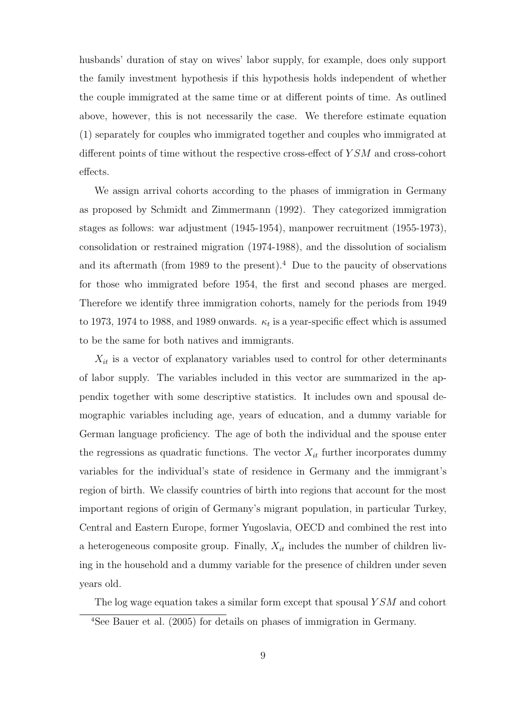husbands' duration of stay on wives' labor supply, for example, does only support the family investment hypothesis if this hypothesis holds independent of whether the couple immigrated at the same time or at different points of time. As outlined above, however, this is not necessarily the case. We therefore estimate equation (1) separately for couples who immigrated together and couples who immigrated at different points of time without the respective cross-effect of $YSM$ and cross-cohort effects.

We assign arrival cohorts according to the phases of immigration in Germany as proposed by Schmidt and Zimmermann (1992). They categorized immigration stages as follows: war adjustment (1945-1954), manpower recruitment (1955-1973), consolidation or restrained migration (1974-1988), and the dissolution of socialism and its aftermath (from 1989 to the present).[4] Due to the paucity of observations for those who immigrated before 1954, the first and second phases are merged. Therefore we identify three immigration cohorts, namely for the periods from 1949 to 1973, 1974 to 1988, and 1989 onwards. $\kappa_t$ is a year-specific effect which is assumed to be the same for both natives and immigrants.

$X_{it}$ is a vector of explanatory variables used to control for other determinants of labor supply. The variables included in this vector are summarized in the appendix together with some descriptive statistics. It includes own and spousal demographic variables including age, years of education, and a dummy variable for German language proficiency. The age of both the individual and the spouse enter the regressions as quadratic functions. The vector $X_{it}$ further incorporates dummy variables for the individual's state of residence in Germany and the immigrant's region of birth. We classify countries of birth into regions that account for the most important regions of origin of Germany's migrant population, in particular Turkey, Central and Eastern Europe, former Yugoslavia, OECD and combined the rest into a heterogeneous composite group. Finally, $X_{it}$ includes the number of children living in the household and a dummy variable for the presence of children under seven years old.

The log wage equation takes a similar form except that spousal $YSM$ and cohort

[4] See Bauer et al. (2005) for details on phases of immigration in Germany.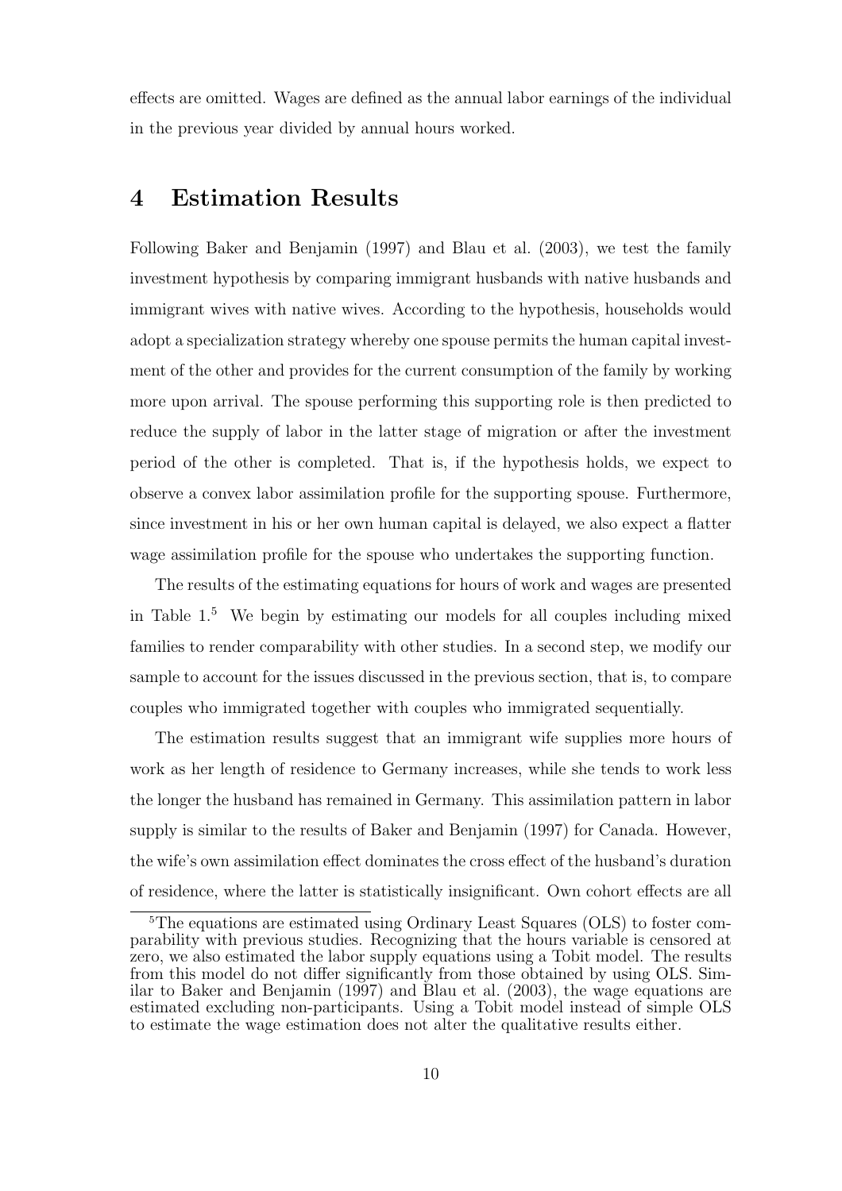effects are omitted. Wages are defined as the annual labor earnings of the individual in the previous year divided by annual hours worked.

# 4 Estimation Results

Following Baker and Benjamin (1997) and Blau et al. (2003), we test the family investment hypothesis by comparing immigrant husbands with native husbands and immigrant wives with native wives. According to the hypothesis, households would adopt a specialization strategy whereby one spouse permits the human capital investment of the other and provides for the current consumption of the family by working more upon arrival. The spouse performing this supporting role is then predicted to reduce the supply of labor in the latter stage of migration or after the investment period of the other is completed. That is, if the hypothesis holds, we expect to observe a convex labor assimilation profile for the supporting spouse. Furthermore, since investment in his or her own human capital is delayed, we also expect a flatter wage assimilation profile for the spouse who undertakes the supporting function.

The results of the estimating equations for hours of work and wages are presented in Table 1.[5] We begin by estimating our models for all couples including mixed families to render comparability with other studies. In a second step, we modify our sample to account for the issues discussed in the previous section, that is, to compare couples who immigrated together with couples who immigrated sequentially.

The estimation results suggest that an immigrant wife supplies more hours of work as her length of residence to Germany increases, while she tends to work less the longer the husband has remained in Germany. This assimilation pattern in labor supply is similar to the results of Baker and Benjamin (1997) for Canada. However, the wife's own assimilation effect dominates the cross effect of the husband's duration of residence, where the latter is statistically insignificant. Own cohort effects are all

[5] The equations are estimated using Ordinary Least Squares (OLS) to foster comparability with previous studies. Recognizing that the hours variable is censored at zero, we also estimated the labor supply equations using a Tobit model. The results from this model do not differ significantly from those obtained by using OLS. Similar to Baker and Benjamin (1997) and Blau et al. (2003), the wage equations are estimated excluding non-participants. Using a Tobit model instead of simple OLS to estimate the wage estimation does not alter the qualitative results either.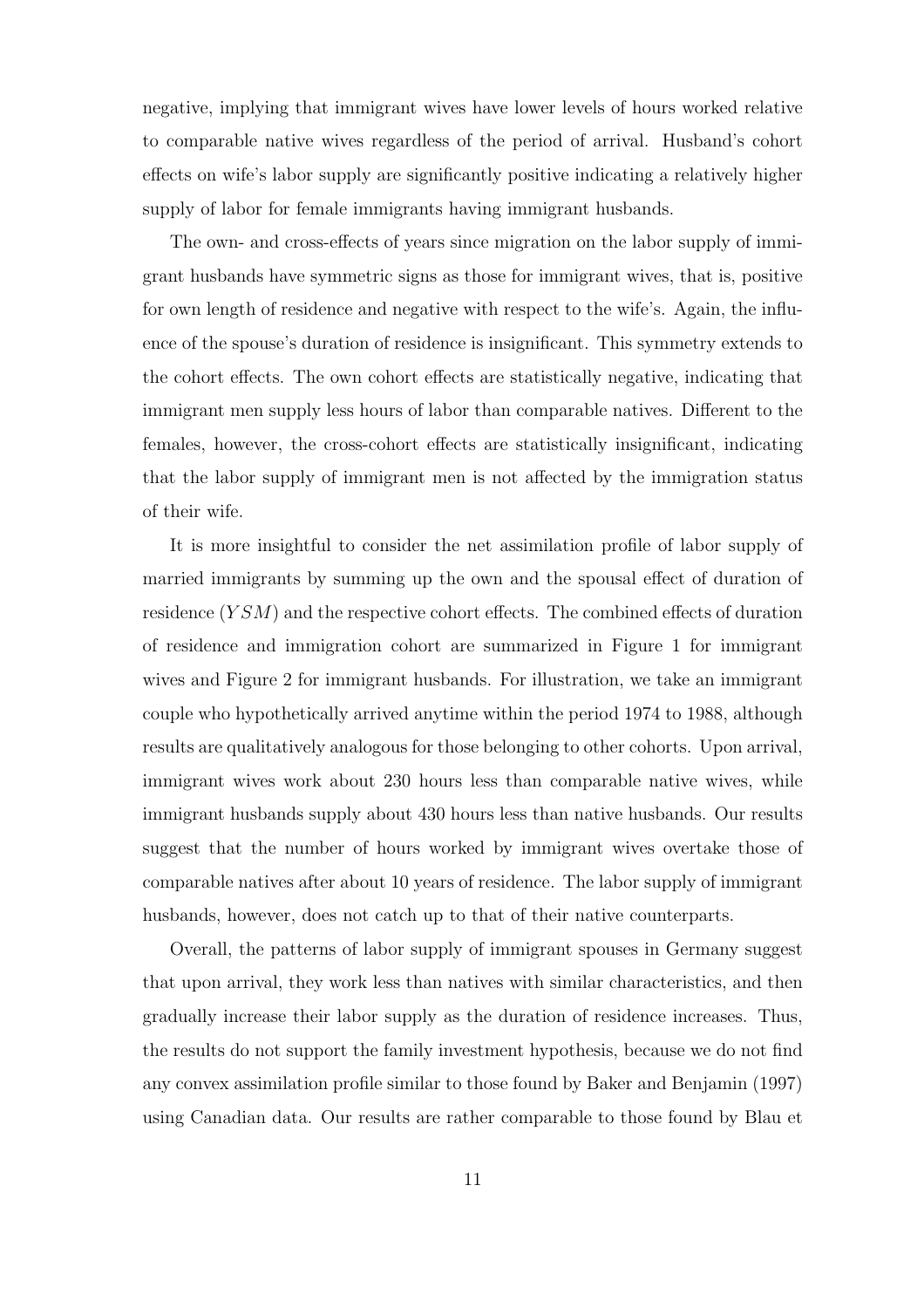negative, implying that immigrant wives have lower levels of hours worked relative to comparable native wives regardless of the period of arrival. Husband's cohort effects on wife's labor supply are significantly positive indicating a relatively higher supply of labor for female immigrants having immigrant husbands.

The own- and cross-effects of years since migration on the labor supply of immigrant husbands have symmetric signs as those for immigrant wives, that is, positive for own length of residence and negative with respect to the wife's. Again, the influence of the spouse's duration of residence is insignificant. This symmetry extends to the cohort effects. The own cohort effects are statistically negative, indicating that immigrant men supply less hours of labor than comparable natives. Different to the females, however, the cross-cohort effects are statistically insignificant, indicating that the labor supply of immigrant men is not affected by the immigration status of their wife.

It is more insightful to consider the net assimilation profile of labor supply of married immigrants by summing up the own and the spousal effect of duration of residence ($YSM$) and the respective cohort effects. The combined effects of duration of residence and immigration cohort are summarized in Figure 1 for immigrant wives and Figure 2 for immigrant husbands. For illustration, we take an immigrant couple who hypothetically arrived anytime within the period 1974 to 1988, although results are qualitatively analogous for those belonging to other cohorts. Upon arrival, immigrant wives work about 230 hours less than comparable native wives, while immigrant husbands supply about 430 hours less than native husbands. Our results suggest that the number of hours worked by immigrant wives overtake those of comparable natives after about 10 years of residence. The labor supply of immigrant husbands, however, does not catch up to that of their native counterparts.

Overall, the patterns of labor supply of immigrant spouses in Germany suggest that upon arrival, they work less than natives with similar characteristics, and then gradually increase their labor supply as the duration of residence increases. Thus, the results do not support the family investment hypothesis, because we do not find any convex assimilation profile similar to those found by Baker and Benjamin (1997) using Canadian data. Our results are rather comparable to those found by Blau et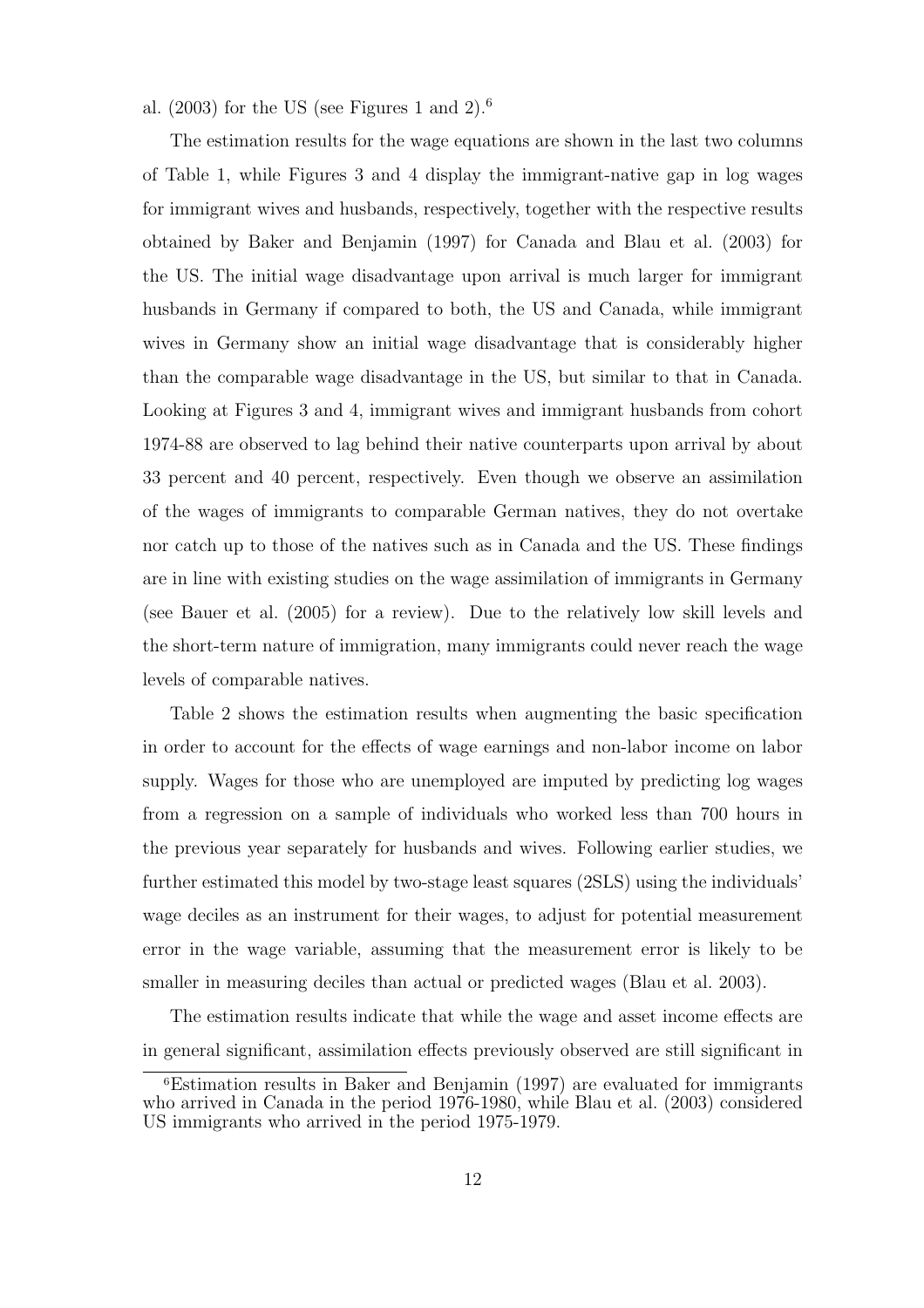al. (2003) for the US (see Figures 1 and 2).[6]

The estimation results for the wage equations are shown in the last two columns of Table 1, while Figures 3 and 4 display the immigrant-native gap in log wages for immigrant wives and husbands, respectively, together with the respective results obtained by Baker and Benjamin (1997) for Canada and Blau et al. (2003) for the US. The initial wage disadvantage upon arrival is much larger for immigrant husbands in Germany if compared to both, the US and Canada, while immigrant wives in Germany show an initial wage disadvantage that is considerably higher than the comparable wage disadvantage in the US, but similar to that in Canada. Looking at Figures 3 and 4, immigrant wives and immigrant husbands from cohort 1974-88 are observed to lag behind their native counterparts upon arrival by about 33 percent and 40 percent, respectively. Even though we observe an assimilation of the wages of immigrants to comparable German natives, they do not overtake nor catch up to those of the natives such as in Canada and the US. These findings are in line with existing studies on the wage assimilation of immigrants in Germany (see Bauer et al. (2005) for a review). Due to the relatively low skill levels and the short-term nature of immigration, many immigrants could never reach the wage levels of comparable natives.

Table 2 shows the estimation results when augmenting the basic specification in order to account for the effects of wage earnings and non-labor income on labor supply. Wages for those who are unemployed are imputed by predicting log wages from a regression on a sample of individuals who worked less than 700 hours in the previous year separately for husbands and wives. Following earlier studies, we further estimated this model by two-stage least squares (2SLS) using the individuals' wage deciles as an instrument for their wages, to adjust for potential measurement error in the wage variable, assuming that the measurement error is likely to be smaller in measuring deciles than actual or predicted wages (Blau et al. 2003).

The estimation results indicate that while the wage and asset income effects are in general significant, assimilation effects previously observed are still significant in

[6]Estimation results in Baker and Benjamin (1997) are evaluated for immigrants who arrived in Canada in the period 1976-1980, while Blau et al. (2003) considered US immigrants who arrived in the period 1975-1979.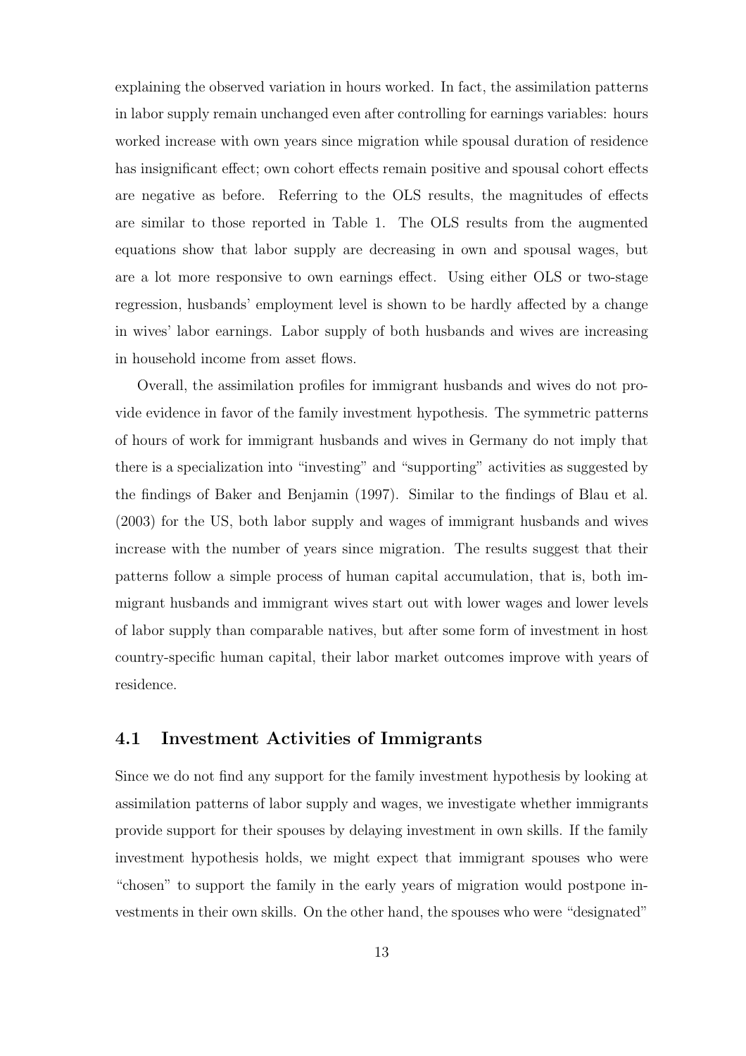explaining the observed variation in hours worked. In fact, the assimilation patterns in labor supply remain unchanged even after controlling for earnings variables: hours worked increase with own years since migration while spousal duration of residence has insignificant effect; own cohort effects remain positive and spousal cohort effects are negative as before. Referring to the OLS results, the magnitudes of effects are similar to those reported in Table 1. The OLS results from the augmented equations show that labor supply are decreasing in own and spousal wages, but are a lot more responsive to own earnings effect. Using either OLS or two-stage regression, husbands' employment level is shown to be hardly affected by a change in wives' labor earnings. Labor supply of both husbands and wives are increasing in household income from asset flows.

Overall, the assimilation profiles for immigrant husbands and wives do not provide evidence in favor of the family investment hypothesis. The symmetric patterns of hours of work for immigrant husbands and wives in Germany do not imply that there is a specialization into "investing" and "supporting" activities as suggested by the findings of Baker and Benjamin (1997). Similar to the findings of Blau et al. (2003) for the US, both labor supply and wages of immigrant husbands and wives increase with the number of years since migration. The results suggest that their patterns follow a simple process of human capital accumulation, that is, both immigrant husbands and immigrant wives start out with lower wages and lower levels of labor supply than comparable natives, but after some form of investment in host country-specific human capital, their labor market outcomes improve with years of residence.

## 4.1 Investment Activities of Immigrants

Since we do not find any support for the family investment hypothesis by looking at assimilation patterns of labor supply and wages, we investigate whether immigrants provide support for their spouses by delaying investment in own skills. If the family investment hypothesis holds, we might expect that immigrant spouses who were "chosen" to support the family in the early years of migration would postpone investments in their own skills. On the other hand, the spouses who were "designated"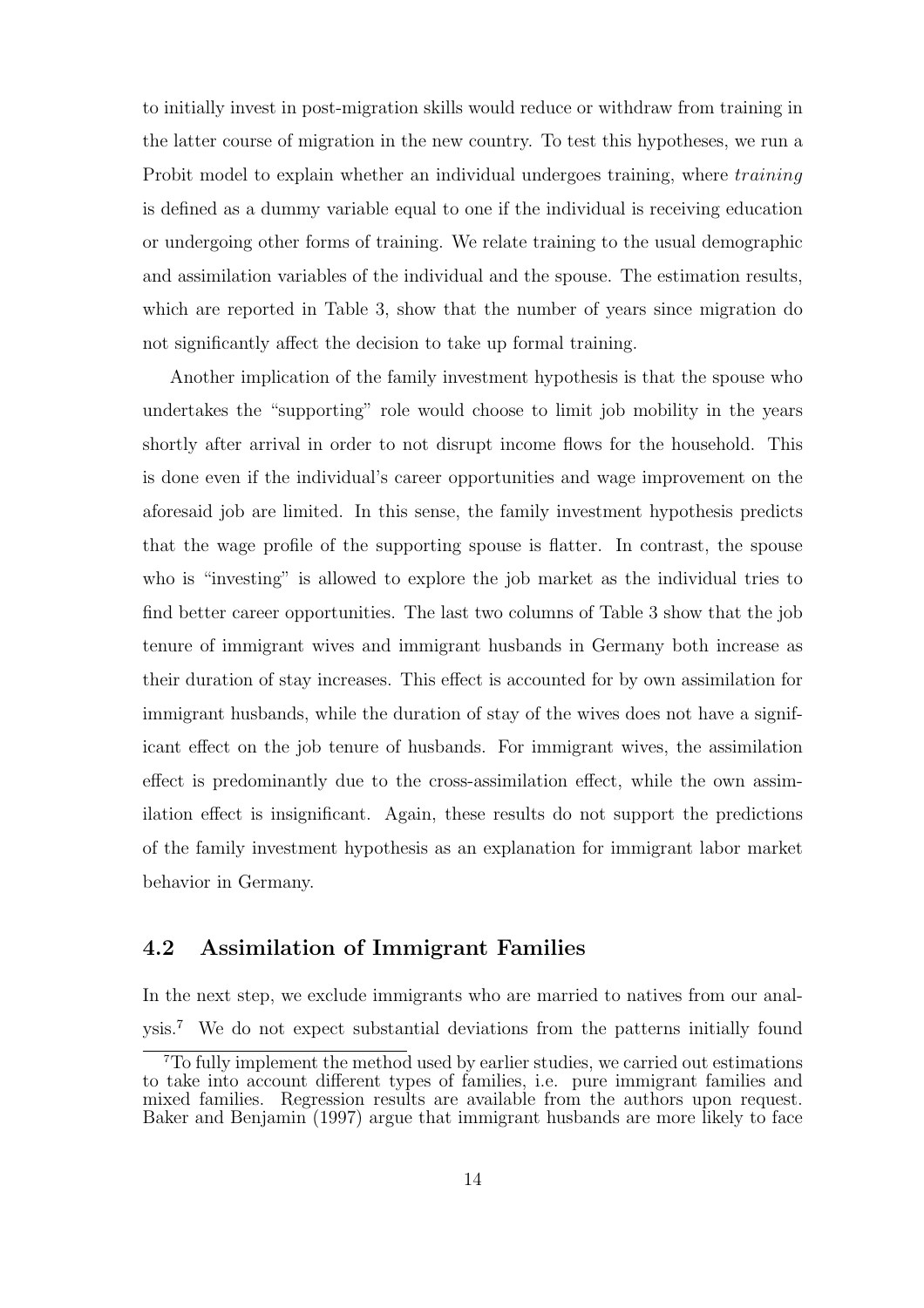to initially invest in post-migration skills would reduce or withdraw from training in the latter course of migration in the new country. To test this hypotheses, we run a Probit model to explain whether an individual undergoes training, where *training* is defined as a dummy variable equal to one if the individual is receiving education or undergoing other forms of training. We relate training to the usual demographic and assimilation variables of the individual and the spouse. The estimation results, which are reported in Table 3, show that the number of years since migration do not significantly affect the decision to take up formal training.

Another implication of the family investment hypothesis is that the spouse who undertakes the "supporting" role would choose to limit job mobility in the years shortly after arrival in order to not disrupt income flows for the household. This is done even if the individual's career opportunities and wage improvement on the aforesaid job are limited. In this sense, the family investment hypothesis predicts that the wage profile of the supporting spouse is flatter. In contrast, the spouse who is "investing" is allowed to explore the job market as the individual tries to find better career opportunities. The last two columns of Table 3 show that the job tenure of immigrant wives and immigrant husbands in Germany both increase as their duration of stay increases. This effect is accounted for by own assimilation for immigrant husbands, while the duration of stay of the wives does not have a significant effect on the job tenure of husbands. For immigrant wives, the assimilation effect is predominantly due to the cross-assimilation effect, while the own assimilation effect is insignificant. Again, these results do not support the predictions of the family investment hypothesis as an explanation for immigrant labor market behavior in Germany.

## 4.2 Assimilation of Immigrant Families

In the next step, we exclude immigrants who are married to natives from our analysis.[7] We do not expect substantial deviations from the patterns initially found

[7]To fully implement the method used by earlier studies, we carried out estimations to take into account different types of families, i.e. pure immigrant families and mixed families. Regression results are available from the authors upon request. Baker and Benjamin (1997) argue that immigrant husbands are more likely to face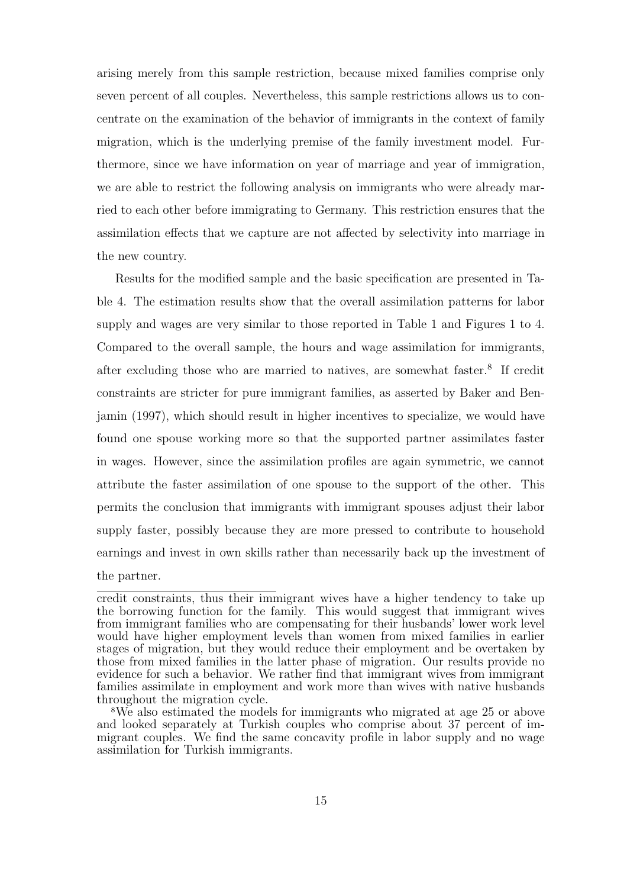arising merely from this sample restriction, because mixed families comprise only seven percent of all couples. Nevertheless, this sample restrictions allows us to concentrate on the examination of the behavior of immigrants in the context of family migration, which is the underlying premise of the family investment model. Furthermore, since we have information on year of marriage and year of immigration, we are able to restrict the following analysis on immigrants who were already married to each other before immigrating to Germany. This restriction ensures that the assimilation effects that we capture are not affected by selectivity into marriage in the new country.

Results for the modified sample and the basic specification are presented in Table 4. The estimation results show that the overall assimilation patterns for labor supply and wages are very similar to those reported in Table 1 and Figures 1 to 4. Compared to the overall sample, the hours and wage assimilation for immigrants, after excluding those who are married to natives, are somewhat faster.[8] If credit constraints are stricter for pure immigrant families, as asserted by Baker and Benjamin (1997), which should result in higher incentives to specialize, we would have found one spouse working more so that the supported partner assimilates faster in wages. However, since the assimilation profiles are again symmetric, we cannot attribute the faster assimilation of one spouse to the support of the other. This permits the conclusion that immigrants with immigrant spouses adjust their labor supply faster, possibly because they are more pressed to contribute to household earnings and invest in own skills rather than necessarily back up the investment of the partner.

---

credit constraints, thus their immigrant wives have a higher tendency to take up the borrowing function for the family. This would suggest that immigrant wives from immigrant families who are compensating for their husbands' lower work level would have higher employment levels than women from mixed families in earlier stages of migration, but they would reduce their employment and be overtaken by those from mixed families in the latter phase of migration. Our results provide no evidence for such a behavior. We rather find that immigrant wives from immigrant families assimilate in employment and work more than wives with native husbands throughout the migration cycle.

[8] We also estimated the models for immigrants who migrated at age 25 or above and looked separately at Turkish couples who comprise about 37 percent of immigrant couples. We find the same concavity profile in labor supply and no wage assimilation for Turkish immigrants.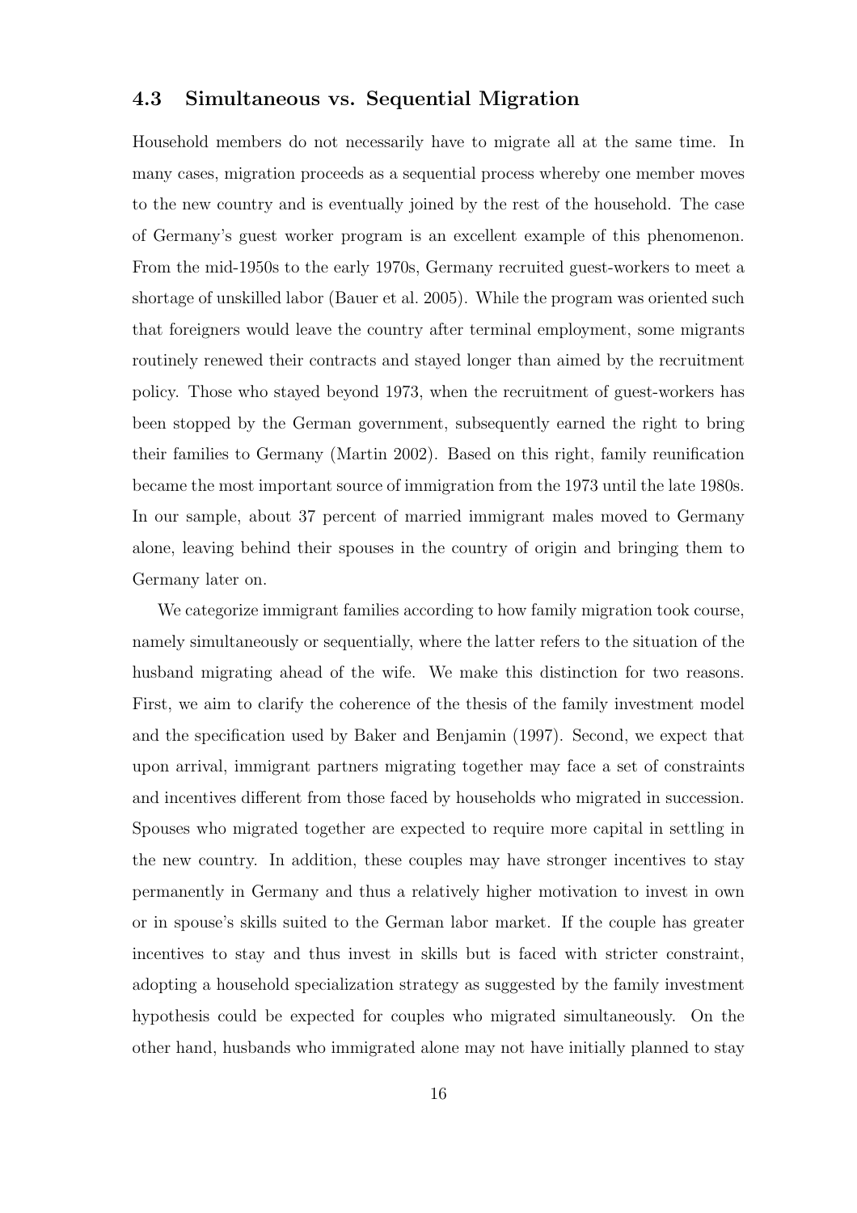### 4.3 Simultaneous vs. Sequential Migration

Household members do not necessarily have to migrate all at the same time. In many cases, migration proceeds as a sequential process whereby one member moves to the new country and is eventually joined by the rest of the household. The case of Germany's guest worker program is an excellent example of this phenomenon. From the mid-1950s to the early 1970s, Germany recruited guest-workers to meet a shortage of unskilled labor (Bauer et al. 2005). While the program was oriented such that foreigners would leave the country after terminal employment, some migrants routinely renewed their contracts and stayed longer than aimed by the recruitment policy. Those who stayed beyond 1973, when the recruitment of guest-workers has been stopped by the German government, subsequently earned the right to bring their families to Germany (Martin 2002). Based on this right, family reunification became the most important source of immigration from the 1973 until the late 1980s. In our sample, about 37 percent of married immigrant males moved to Germany alone, leaving behind their spouses in the country of origin and bringing them to Germany later on.

We categorize immigrant families according to how family migration took course, namely simultaneously or sequentially, where the latter refers to the situation of the husband migrating ahead of the wife. We make this distinction for two reasons. First, we aim to clarify the coherence of the thesis of the family investment model and the specification used by Baker and Benjamin (1997). Second, we expect that upon arrival, immigrant partners migrating together may face a set of constraints and incentives different from those faced by households who migrated in succession. Spouses who migrated together are expected to require more capital in settling in the new country. In addition, these couples may have stronger incentives to stay permanently in Germany and thus a relatively higher motivation to invest in own or in spouse's skills suited to the German labor market. If the couple has greater incentives to stay and thus invest in skills but is faced with stricter constraint, adopting a household specialization strategy as suggested by the family investment hypothesis could be expected for couples who migrated simultaneously. On the other hand, husbands who immigrated alone may not have initially planned to stay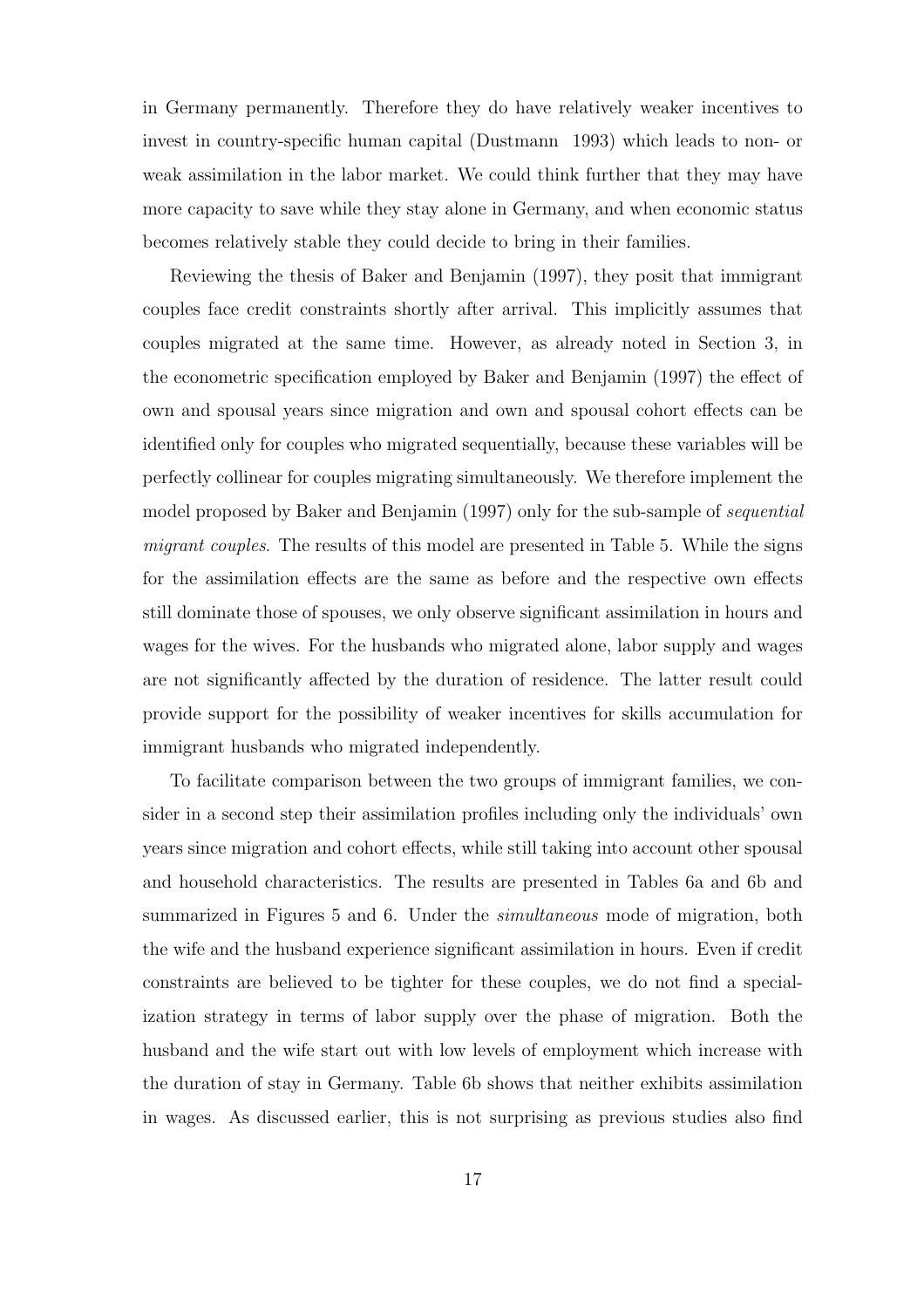in Germany permanently. Therefore they do have relatively weaker incentives to invest in country-specific human capital (Dustmann 1993) which leads to non- or weak assimilation in the labor market. We could think further that they may have more capacity to save while they stay alone in Germany, and when economic status becomes relatively stable they could decide to bring in their families.

Reviewing the thesis of Baker and Benjamin (1997), they posit that immigrant couples face credit constraints shortly after arrival. This implicitly assumes that couples migrated at the same time. However, as already noted in Section 3, in the econometric specification employed by Baker and Benjamin (1997) the effect of own and spousal years since migration and own and spousal cohort effects can be identified only for couples who migrated sequentially, because these variables will be perfectly collinear for couples migrating simultaneously. We therefore implement the model proposed by Baker and Benjamin (1997) only for the sub-sample of *sequential migrant couples*. The results of this model are presented in Table 5. While the signs for the assimilation effects are the same as before and the respective own effects still dominate those of spouses, we only observe significant assimilation in hours and wages for the wives. For the husbands who migrated alone, labor supply and wages are not significantly affected by the duration of residence. The latter result could provide support for the possibility of weaker incentives for skills accumulation for immigrant husbands who migrated independently.

To facilitate comparison between the two groups of immigrant families, we consider in a second step their assimilation profiles including only the individuals' own years since migration and cohort effects, while still taking into account other spousal and household characteristics. The results are presented in Tables 6a and 6b and summarized in Figures 5 and 6. Under the *simultaneous* mode of migration, both the wife and the husband experience significant assimilation in hours. Even if credit constraints are believed to be tighter for these couples, we do not find a specialization strategy in terms of labor supply over the phase of migration. Both the husband and the wife start out with low levels of employment which increase with the duration of stay in Germany. Table 6b shows that neither exhibits assimilation in wages. As discussed earlier, this is not surprising as previous studies also find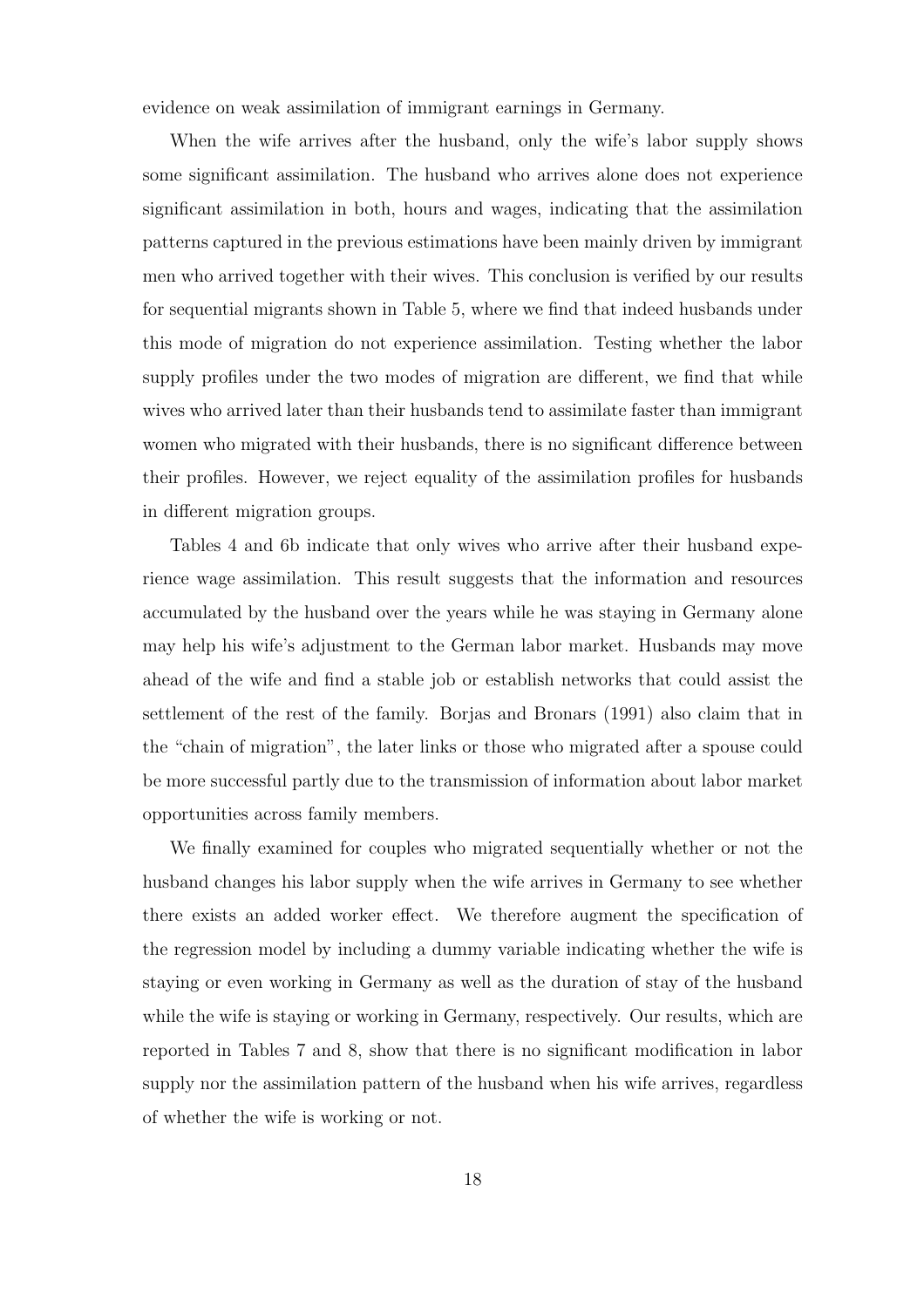evidence on weak assimilation of immigrant earnings in Germany.

When the wife arrives after the husband, only the wife's labor supply shows some significant assimilation. The husband who arrives alone does not experience significant assimilation in both, hours and wages, indicating that the assimilation patterns captured in the previous estimations have been mainly driven by immigrant men who arrived together with their wives. This conclusion is verified by our results for sequential migrants shown in Table 5, where we find that indeed husbands under this mode of migration do not experience assimilation. Testing whether the labor supply profiles under the two modes of migration are different, we find that while wives who arrived later than their husbands tend to assimilate faster than immigrant women who migrated with their husbands, there is no significant difference between their profiles. However, we reject equality of the assimilation profiles for husbands in different migration groups.

Tables 4 and 6b indicate that only wives who arrive after their husband experience wage assimilation. This result suggests that the information and resources accumulated by the husband over the years while he was staying in Germany alone may help his wife's adjustment to the German labor market. Husbands may move ahead of the wife and find a stable job or establish networks that could assist the settlement of the rest of the family. Borjas and Bronars (1991) also claim that in the "chain of migration", the later links or those who migrated after a spouse could be more successful partly due to the transmission of information about labor market opportunities across family members.

We finally examined for couples who migrated sequentially whether or not the husband changes his labor supply when the wife arrives in Germany to see whether there exists an added worker effect. We therefore augment the specification of the regression model by including a dummy variable indicating whether the wife is staying or even working in Germany as well as the duration of stay of the husband while the wife is staying or working in Germany, respectively. Our results, which are reported in Tables 7 and 8, show that there is no significant modification in labor supply nor the assimilation pattern of the husband when his wife arrives, regardless of whether the wife is working or not.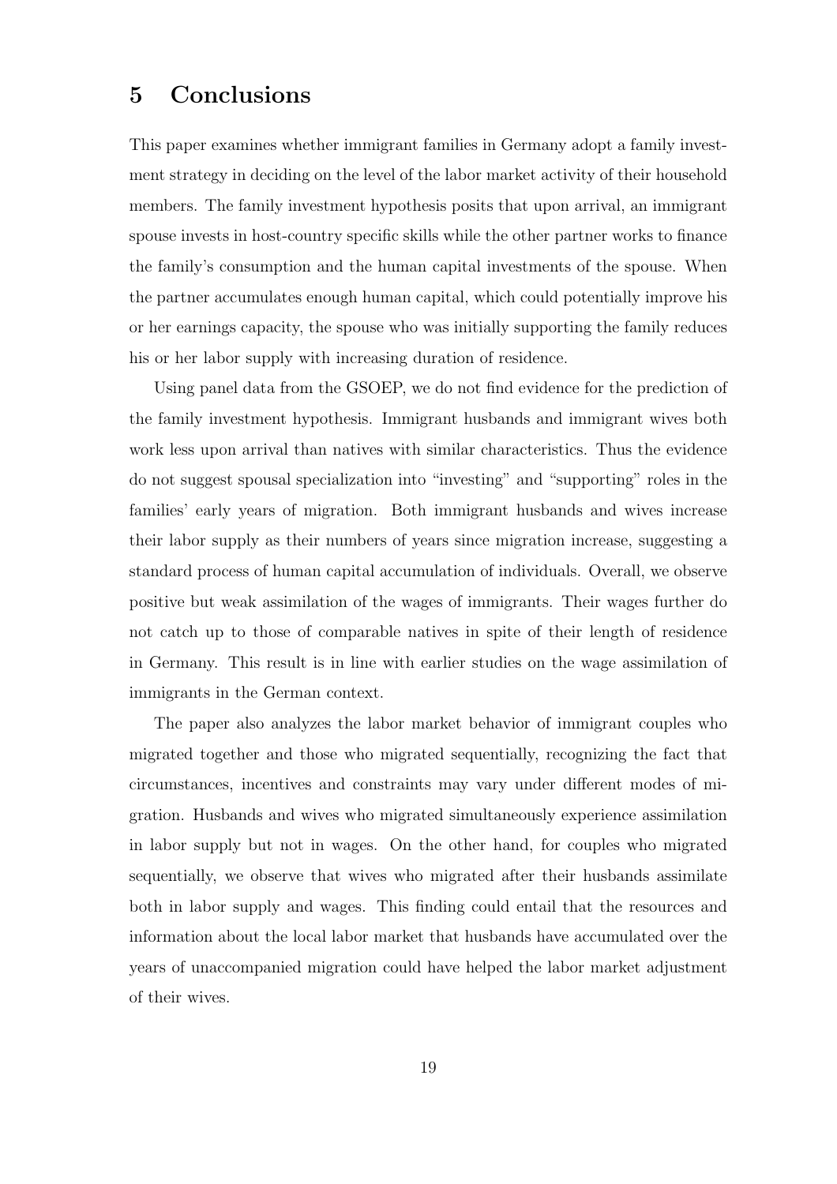## 5 Conclusions

This paper examines whether immigrant families in Germany adopt a family investment strategy in deciding on the level of the labor market activity of their household members. The family investment hypothesis posits that upon arrival, an immigrant spouse invests in host-country specific skills while the other partner works to finance the family's consumption and the human capital investments of the spouse. When the partner accumulates enough human capital, which could potentially improve his or her earnings capacity, the spouse who was initially supporting the family reduces his or her labor supply with increasing duration of residence.

Using panel data from the GSOEP, we do not find evidence for the prediction of the family investment hypothesis. Immigrant husbands and immigrant wives both work less upon arrival than natives with similar characteristics. Thus the evidence do not suggest spousal specialization into "investing" and "supporting" roles in the families' early years of migration. Both immigrant husbands and wives increase their labor supply as their numbers of years since migration increase, suggesting a standard process of human capital accumulation of individuals. Overall, we observe positive but weak assimilation of the wages of immigrants. Their wages further do not catch up to those of comparable natives in spite of their length of residence in Germany. This result is in line with earlier studies on the wage assimilation of immigrants in the German context.

The paper also analyzes the labor market behavior of immigrant couples who migrated together and those who migrated sequentially, recognizing the fact that circumstances, incentives and constraints may vary under different modes of migration. Husbands and wives who migrated simultaneously experience assimilation in labor supply but not in wages. On the other hand, for couples who migrated sequentially, we observe that wives who migrated after their husbands assimilate both in labor supply and wages. This finding could entail that the resources and information about the local labor market that husbands have accumulated over the years of unaccompanied migration could have helped the labor market adjustment of their wives.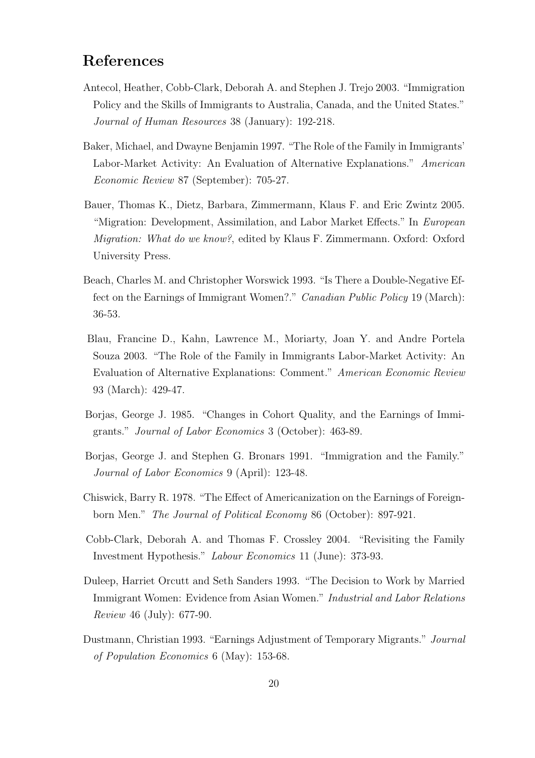## References

Antecol, Heather, Cobb-Clark, Deborah A. and Stephen J. Trejo 2003. "Immigration Policy and the Skills of Immigrants to Australia, Canada, and the United States." *Journal of Human Resources* 38 (January): 192-218.

Baker, Michael, and Dwayne Benjamin 1997. "The Role of the Family in Immigrants' Labor-Market Activity: An Evaluation of Alternative Explanations." *American Economic Review* 87 (September): 705-27.

Bauer, Thomas K., Dietz, Barbara, Zimmermann, Klaus F. and Eric Zwintz 2005. "Migration: Development, Assimilation, and Labor Market Effects." In *European Migration: What do we know?*, edited by Klaus F. Zimmermann. Oxford: Oxford University Press.

Beach, Charles M. and Christopher Worswick 1993. "Is There a Double-Negative Effect on the Earnings of Immigrant Women?." *Canadian Public Policy* 19 (March): 36-53.

Blau, Francine D., Kahn, Lawrence M., Moriarty, Joan Y. and Andre Portela Souza 2003. "The Role of the Family in Immigrants Labor-Market Activity: An Evaluation of Alternative Explanations: Comment." *American Economic Review* 93 (March): 429-47.

Borjas, George J. 1985. "Changes in Cohort Quality, and the Earnings of Immigrants." *Journal of Labor Economics* 3 (October): 463-89.

Borjas, George J. and Stephen G. Bronars 1991. "Immigration and the Family." *Journal of Labor Economics* 9 (April): 123-48.

Chiswick, Barry R. 1978. "The Effect of Americanization on the Earnings of Foreign-born Men." *The Journal of Political Economy* 86 (October): 897-921.

Cobb-Clark, Deborah A. and Thomas F. Crossley 2004. "Revisiting the Family Investment Hypothesis." *Labour Economics* 11 (June): 373-93.

Duleep, Harriet Orcutt and Seth Sanders 1993. "The Decision to Work by Married Immigrant Women: Evidence from Asian Women." *Industrial and Labor Relations Review* 46 (July): 677-90.

Dustmann, Christian 1993. "Earnings Adjustment of Temporary Migrants." *Journal of Population Economics* 6 (May): 153-68.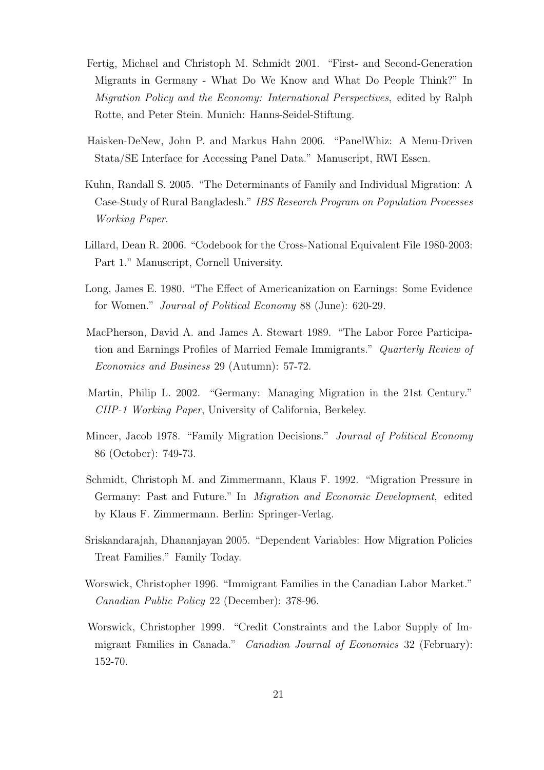Fertig, Michael and Christoph M. Schmidt 2001. "First- and Second-Generation Migrants in Germany - What Do We Know and What Do People Think?" In *Migration Policy and the Economy: International Perspectives*, edited by Ralph Rotte, and Peter Stein. Munich: Hanns-Seidel-Stiftung.

Haisken-DeNew, John P. and Markus Hahn 2006. "PanelWhiz: A Menu-Driven Stata/SE Interface for Accessing Panel Data." Manuscript, RWI Essen.

Kuhn, Randall S. 2005. "The Determinants of Family and Individual Migration: A Case-Study of Rural Bangladesh." *IBS Research Program on Population Processes Working Paper*.

Lillard, Dean R. 2006. "Codebook for the Cross-National Equivalent File 1980-2003: Part 1." Manuscript, Cornell University.

Long, James E. 1980. "The Effect of Americanization on Earnings: Some Evidence for Women." *Journal of Political Economy* 88 (June): 620-29.

MacPherson, David A. and James A. Stewart 1989. "The Labor Force Participation and Earnings Profiles of Married Female Immigrants." *Quarterly Review of Economics and Business* 29 (Autumn): 57-72.

Martin, Philip L. 2002. "Germany: Managing Migration in the 21st Century." *CIIP-1 Working Paper*, University of California, Berkeley.

Mincer, Jacob 1978. "Family Migration Decisions." *Journal of Political Economy* 86 (October): 749-73.

Schmidt, Christoph M. and Zimmermann, Klaus F. 1992. "Migration Pressure in Germany: Past and Future." In *Migration and Economic Development*, edited by Klaus F. Zimmermann. Berlin: Springer-Verlag.

Sriskandarajah, Dhananjayan 2005. "Dependent Variables: How Migration Policies Treat Families." Family Today.

Worswick, Christopher 1996. "Immigrant Families in the Canadian Labor Market." *Canadian Public Policy* 22 (December): 378-96.

Worswick, Christopher 1999. "Credit Constraints and the Labor Supply of Immigrant Families in Canada." *Canadian Journal of Economics* 32 (February): 152-70.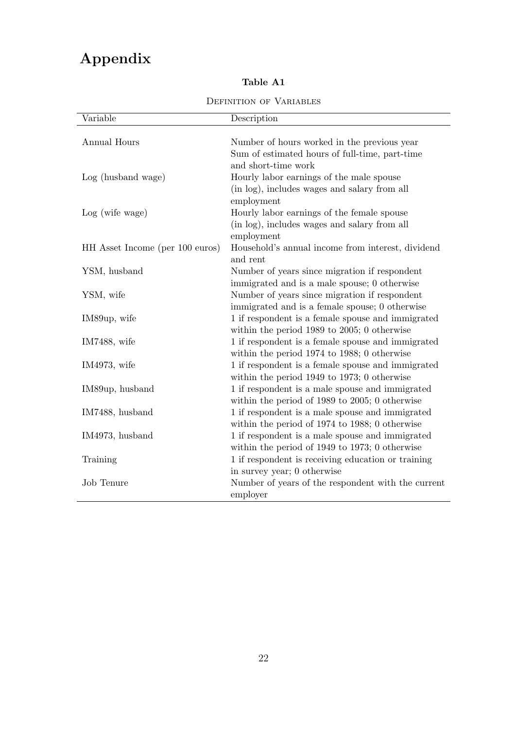# Appendix

**Table A1**

DEFINITION OF VARIABLES

| Variable | Description |
|---|---|
| Annual Hours | Number of hours worked in the previous year Sum of estimated hours of full-time, part-time and short-time work |
| Log (husband wage) | Hourly labor earnings of the male spouse (in log), includes wages and salary from all employment |
| Log (wife wage) | Hourly labor earnings of the female spouse (in log), includes wages and salary from all employment |
| HH Asset Income (per 100 euros) | Household's annual income from interest, dividend and rent |
| YSM, husband | Number of years since migration if respondent immigrated and is a male spouse; 0 otherwise |
| YSM, wife | Number of years since migration if respondent immigrated and is a female spouse; 0 otherwise |
| IM89up, wife | 1 if respondent is a female spouse and immigrated within the period 1989 to 2005; 0 otherwise |
| IM7488, wife | 1 if respondent is a female spouse and immigrated within the period 1974 to 1988; 0 otherwise |
| IM4973, wife | 1 if respondent is a female spouse and immigrated within the period 1949 to 1973; 0 otherwise |
| IM89up, husband | 1 if respondent is a male spouse and immigrated within the period of 1989 to 2005; 0 otherwise |
| IM7488, husband | 1 if respondent is a male spouse and immigrated within the period of 1974 to 1988; 0 otherwise |
| IM4973, husband | 1 if respondent is a male spouse and immigrated within the period of 1949 to 1973; 0 otherwise |
| Training | 1 if respondent is receiving education or training in survey year; 0 otherwise |
| Job Tenure | Number of years of the respondent with the current employer |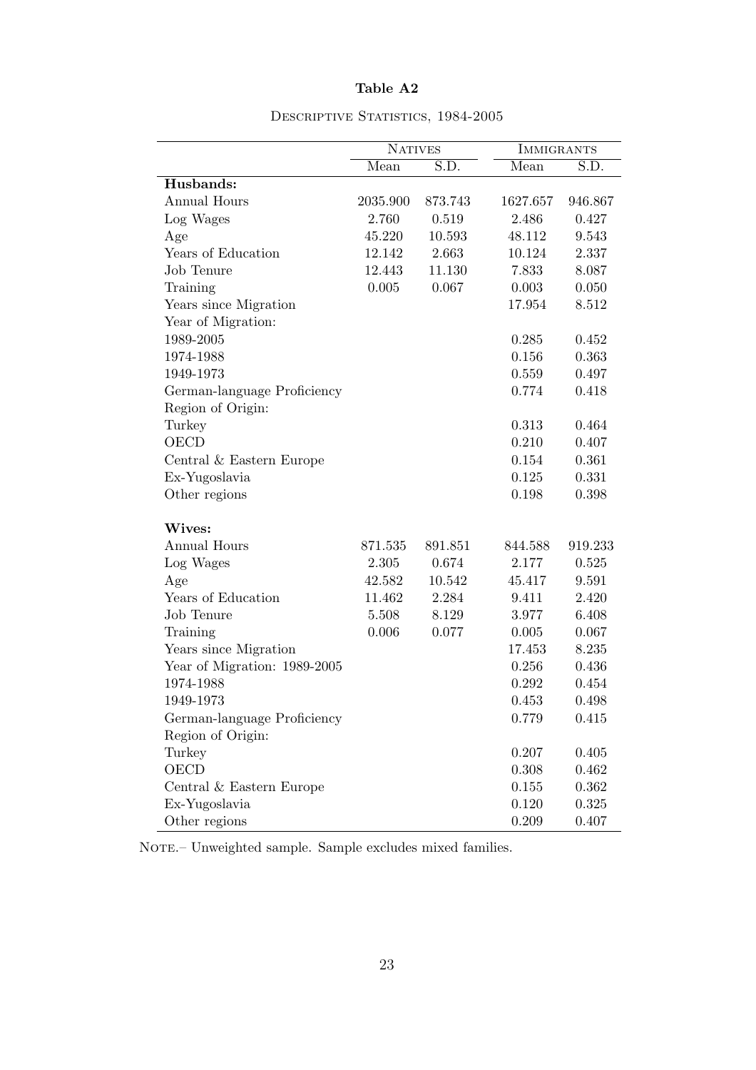**Table A2**

Descriptive Statistics, 1984-2005

| | Natives | | Immigrants | |
|---|---|---|---|---|
| | Mean | S.D. | Mean | S.D. |
| **Husbands:** | | | | |
| Annual Hours | 2035.900 | 873.743 | 1627.657 | 946.867 |
| Log Wages | 2.760 | 0.519 | 2.486 | 0.427 |
| Age | 45.220 | 10.593 | 48.112 | 9.543 |
| Years of Education | 12.142 | 2.663 | 10.124 | 2.337 |
| Job Tenure | 12.443 | 11.130 | 7.833 | 8.087 |
| Training | 0.005 | 0.067 | 0.003 | 0.050 |
| Years since Migration | | | 17.954 | 8.512 |
| Year of Migration: | | | | |
| 1989-2005 | | | 0.285 | 0.452 |
| 1974-1988 | | | 0.156 | 0.363 |
| 1949-1973 | | | 0.559 | 0.497 |
| German-language Proficiency | | | 0.774 | 0.418 |
| Region of Origin: | | | | |
| Turkey | | | 0.313 | 0.464 |
| OECD | | | 0.210 | 0.407 |
| Central & Eastern Europe | | | 0.154 | 0.361 |
| Ex-Yugoslavia | | | 0.125 | 0.331 |
| Other regions | | | 0.198 | 0.398 |
| **Wives:** | | | | |
| Annual Hours | 871.535 | 891.851 | 844.588 | 919.233 |
| Log Wages | 2.305 | 0.674 | 2.177 | 0.525 |
| Age | 42.582 | 10.542 | 45.417 | 9.591 |
| Years of Education | 11.462 | 2.284 | 9.411 | 2.420 |
| Job Tenure | 5.508 | 8.129 | 3.977 | 6.408 |
| Training | 0.006 | 0.077 | 0.005 | 0.067 |
| Years since Migration | | | 17.453 | 8.235 |
| Year of Migration: 1989-2005 | | | 0.256 | 0.436 |
| 1974-1988 | | | 0.292 | 0.454 |
| 1949-1973 | | | 0.453 | 0.498 |
| German-language Proficiency | | | 0.779 | 0.415 |
| Region of Origin: | | | | |
| Turkey | | | 0.207 | 0.405 |
| OECD | | | 0.308 | 0.462 |
| Central & Eastern Europe | | | 0.155 | 0.362 |
| Ex-Yugoslavia | | | 0.120 | 0.325 |
| Other regions | | | 0.209 | 0.407 |

Note.– Unweighted sample. Sample excludes mixed families.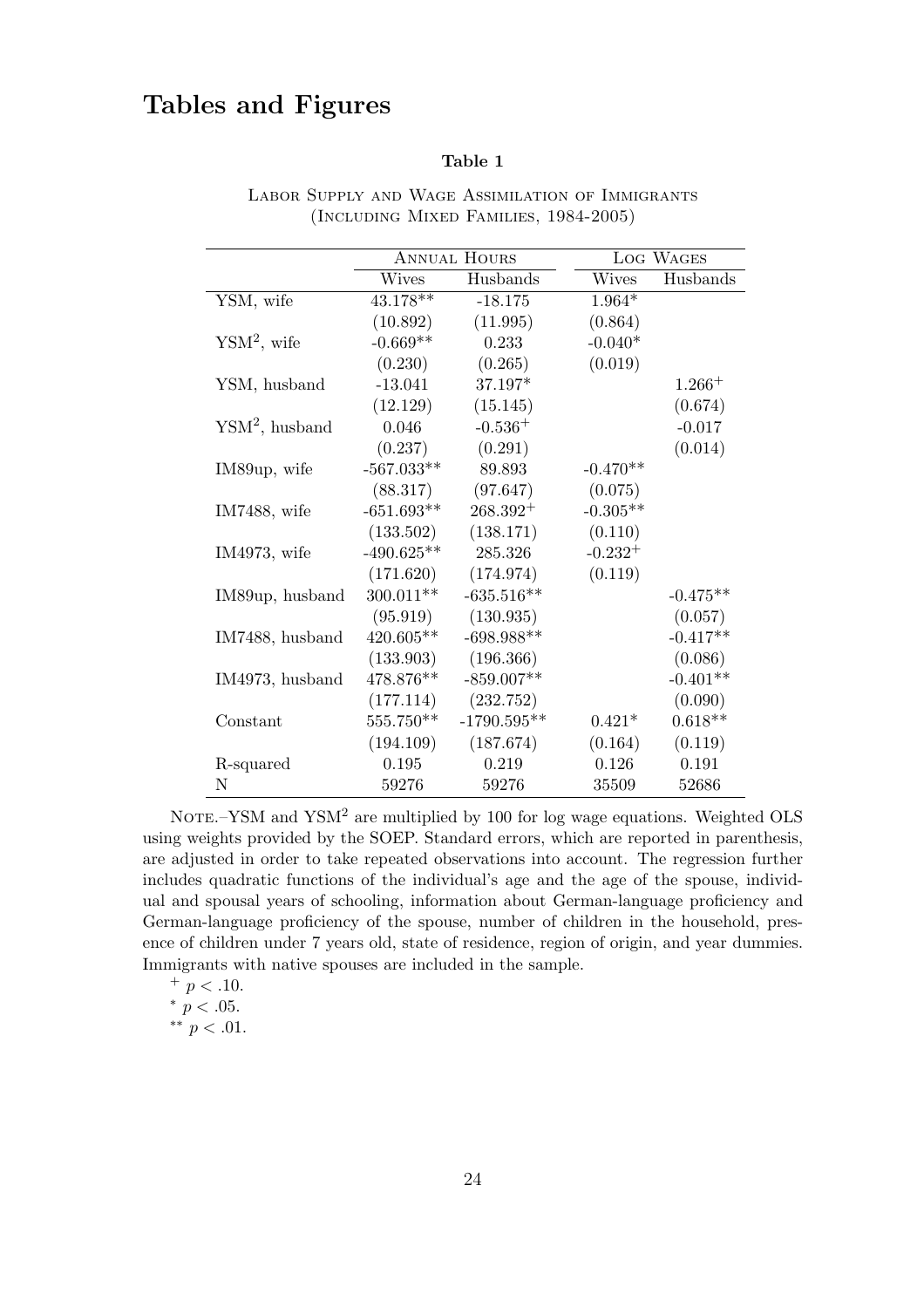# Tables and Figures

**Table 1**

Labor Supply and Wage Assimilation of Immigrants
(Including Mixed Families, 1984-2005)

| | Annual Hours | | Log Wages | |
|---|---|---|---|---|
| | Wives | Husbands | Wives | Husbands |
| YSM, wife | 43.178** | -18.175 | 1.964* | |
| | (10.892) | (11.995) | (0.864) | |
| $\text{YSM}^2$, wife | -0.669** | 0.233 | -0.040* | |
| | (0.230) | (0.265) | (0.019) | |
| YSM, husband | -13.041 | 37.197* | | $1.266^{+}$ |
| | (12.129) | (15.145) | | (0.674) |
| $\text{YSM}^2$, husband | 0.046 | $-0.536^{+}$ | | -0.017 |
| | (0.237) | (0.291) | | (0.014) |
| IM89up, wife | -567.033** | 89.893 | -0.470** | |
| | (88.317) | (97.647) | (0.075) | |
| IM7488, wife | -651.693** | $268.392^{+}$ | -0.305** | |
| | (133.502) | (138.171) | (0.110) | |
| IM4973, wife | -490.625** | 285.326 | $-0.232^{+}$ | |
| | (171.620) | (174.974) | (0.119) | |
| IM89up, husband | 300.011** | -635.516** | | -0.475** |
| | (95.919) | (130.935) | | (0.057) |
| IM7488, husband | 420.605** | -698.988** | | -0.417** |
| | (133.903) | (196.366) | | (0.086) |
| IM4973, husband | 478.876** | -859.007** | | -0.401** |
| | (177.114) | (232.752) | | (0.090) |
| Constant | 555.750** | -1790.595** | 0.421* | 0.618** |
| | (194.109) | (187.674) | (0.164) | (0.119) |
| R-squared | 0.195 | 0.219 | 0.126 | 0.191 |
| N | 59276 | 59276 | 35509 | 52686 |

Note.–YSM and $\text{YSM}^2$ are multiplied by 100 for log wage equations. Weighted OLS using weights provided by the SOEP. Standard errors, which are reported in parenthesis, are adjusted in order to take repeated observations into account. The regression further includes quadratic functions of the individual's age and the age of the spouse, individual and spousal years of schooling, information about German-language proficiency and German-language proficiency of the spouse, number of children in the household, presence of children under 7 years old, state of residence, region of origin, and year dummies. Immigrants with native spouses are included in the sample.

$^{+}$ $p < .10$.

$^{*}$ $p < .05$.

$^{**}$ $p < .01$.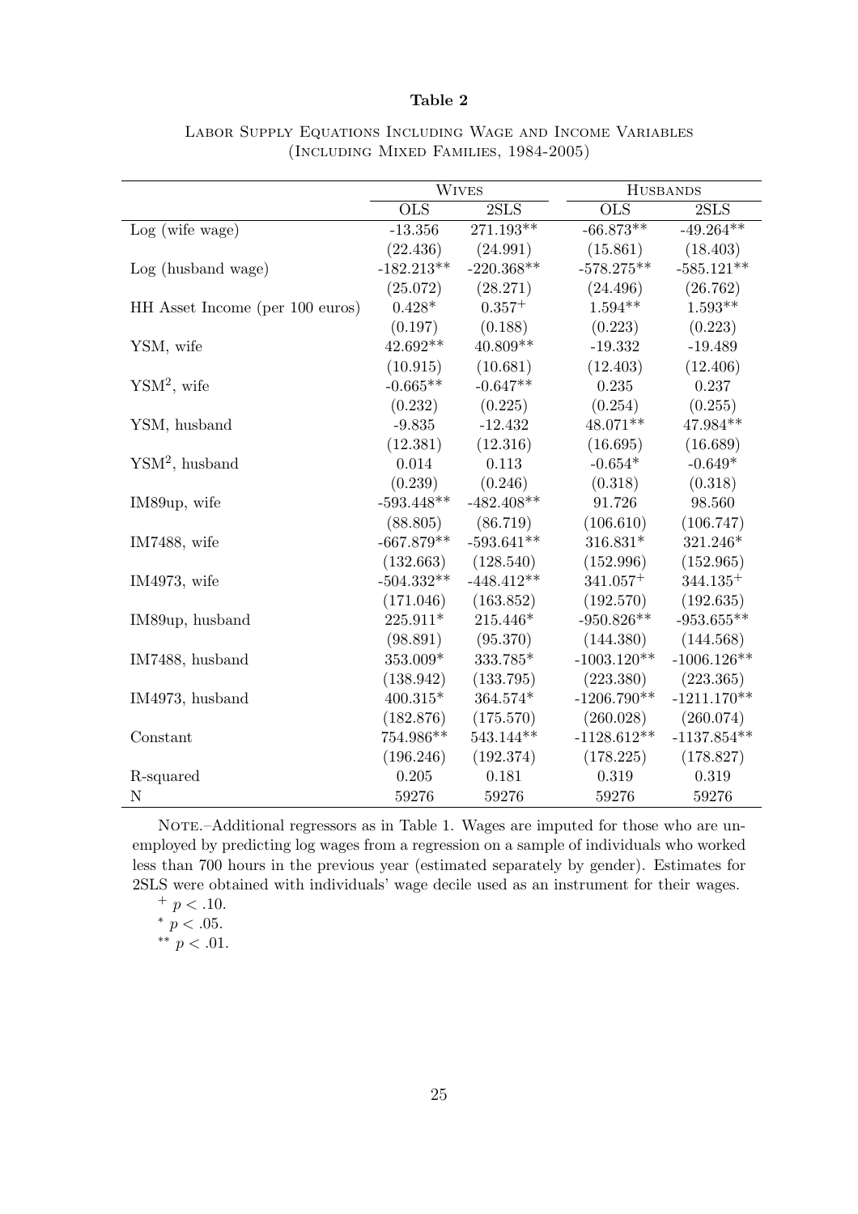**Table 2**

Labor Supply Equations Including Wage and Income Variables
(Including Mixed Families, 1984-2005)

| | Wives | | Husbands | |
|---|---|---|---|---|
| | OLS | 2SLS | OLS | 2SLS |
| Log (wife wage) | -13.356 | 271.193** | -66.873** | -49.264** |
| | (22.436) | (24.991) | (15.861) | (18.403) |
| Log (husband wage) | -182.213** | -220.368** | -578.275** | -585.121** |
| | (25.072) | (28.271) | (24.496) | (26.762) |
| HH Asset Income (per 100 euros) | 0.428* | 0.357$^{+}$ | 1.594** | 1.593** |
| | (0.197) | (0.188) | (0.223) | (0.223) |
| YSM, wife | 42.692** | 40.809** | -19.332 | -19.489 |
| | (10.915) | (10.681) | (12.403) | (12.406) |
| YSM$^2$, wife | -0.665** | -0.647** | 0.235 | 0.237 |
| | (0.232) | (0.225) | (0.254) | (0.255) |
| YSM, husband | -9.835 | -12.432 | 48.071** | 47.984** |
| | (12.381) | (12.316) | (16.695) | (16.689) |
| YSM$^2$, husband | 0.014 | 0.113 | -0.654* | -0.649* |
| | (0.239) | (0.246) | (0.318) | (0.318) |
| IM89up, wife | -593.448** | -482.408** | 91.726 | 98.560 |
| | (88.805) | (86.719) | (106.610) | (106.747) |
| IM7488, wife | -667.879** | -593.641** | 316.831* | 321.246* |
| | (132.663) | (128.540) | (152.996) | (152.965) |
| IM4973, wife | -504.332** | -448.412** | 341.057$^{+}$ | 344.135$^{+}$ |
| | (171.046) | (163.852) | (192.570) | (192.635) |
| IM89up, husband | 225.911* | 215.446* | -950.826** | -953.655** |
| | (98.891) | (95.370) | (144.380) | (144.568) |
| IM7488, husband | 353.009* | 333.785* | -1003.120** | -1006.126** |
| | (138.942) | (133.795) | (223.380) | (223.365) |
| IM4973, husband | 400.315* | 364.574* | -1206.790** | -1211.170** |
| | (182.876) | (175.570) | (260.028) | (260.074) |
| Constant | 754.986** | 543.144** | -1128.612** | -1137.854** |
| | (196.246) | (192.374) | (178.225) | (178.827) |
| R-squared | 0.205 | 0.181 | 0.319 | 0.319 |
| N | 59276 | 59276 | 59276 | 59276 |

Note.–Additional regressors as in Table 1. Wages are imputed for those who are unemployed by predicting log wages from a regression on a sample of individuals who worked less than 700 hours in the previous year (estimated separately by gender). Estimates for 2SLS were obtained with individuals' wage decile used as an instrument for their wages.

$^{+}$ $p < .10$.

$^{*}$ $p < .05$.

$^{**}$ $p < .01$.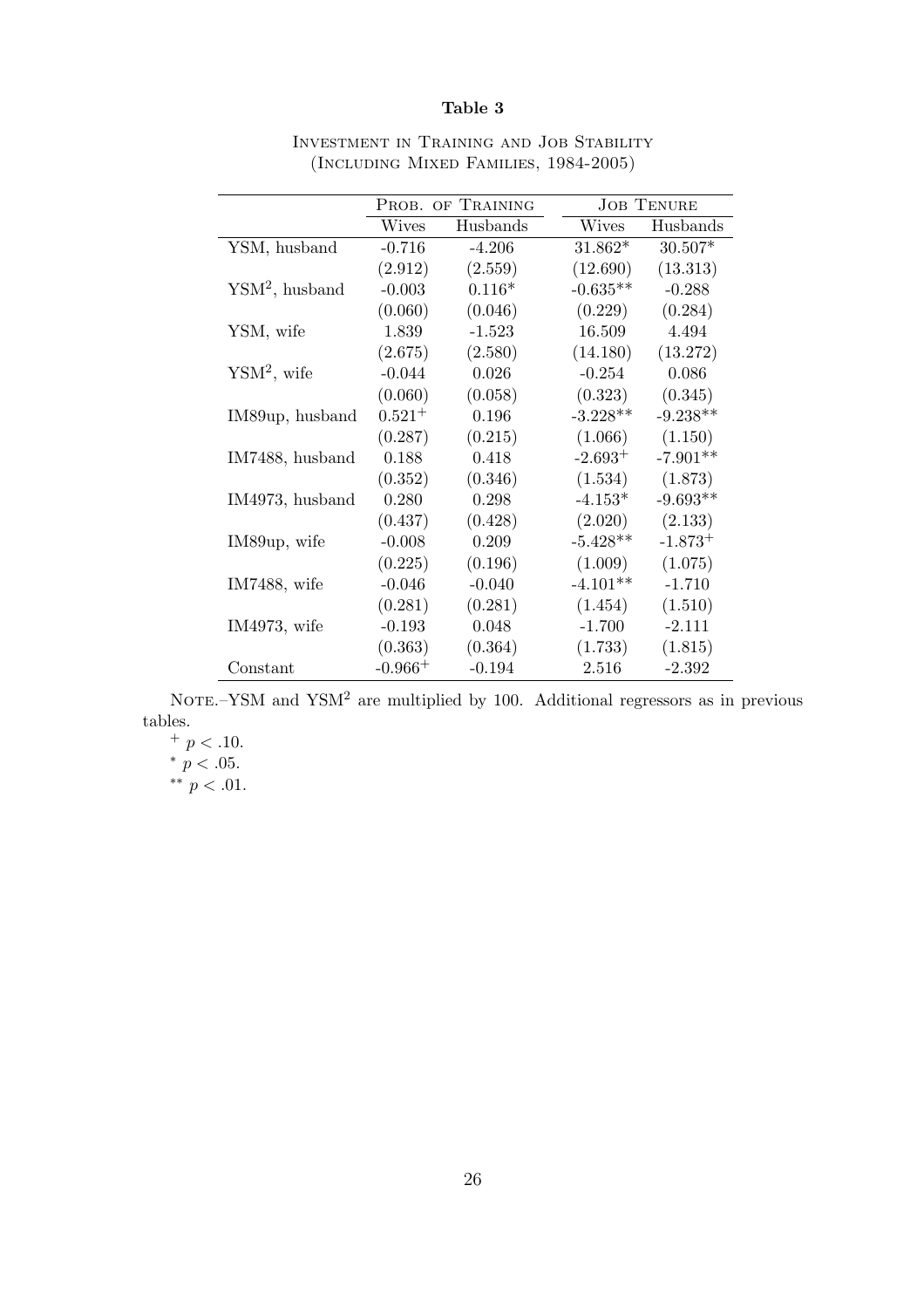**Table 3**

Investment in Training and Job Stability
(Including Mixed Families, 1984-2005)

| | Prob. of Training | | Job Tenure | |
|---|---|---|---|---|
| | Wives | Husbands | Wives | Husbands |
| YSM, husband | -0.716 | -4.206 | 31.862* | 30.507* |
| | (2.912) | (2.559) | (12.690) | (13.313) |
| $YSM^2$, husband | -0.003 | 0.116* | -0.635** | -0.288 |
| | (0.060) | (0.046) | (0.229) | (0.284) |
| YSM, wife | 1.839 | -1.523 | 16.509 | 4.494 |
| | (2.675) | (2.580) | (14.180) | (13.272) |
| $YSM^2$, wife | -0.044 | 0.026 | -0.254 | 0.086 |
| | (0.060) | (0.058) | (0.323) | (0.345) |
| IM89up, husband | $0.521^+$ | 0.196 | -3.228** | -9.238** |
| | (0.287) | (0.215) | (1.066) | (1.150) |
| IM7488, husband | 0.188 | 0.418 | $-2.693^+$ | -7.901** |
| | (0.352) | (0.346) | (1.534) | (1.873) |
| IM4973, husband | 0.280 | 0.298 | -4.153* | -9.693** |
| | (0.437) | (0.428) | (2.020) | (2.133) |
| IM89up, wife | -0.008 | 0.209 | -5.428** | $-1.873^+$ |
| | (0.225) | (0.196) | (1.009) | (1.075) |
| IM7488, wife | -0.046 | -0.040 | -4.101** | -1.710 |
| | (0.281) | (0.281) | (1.454) | (1.510) |
| IM4973, wife | -0.193 | 0.048 | -1.700 | -2.111 |
| | (0.363) | (0.364) | (1.733) | (1.815) |
| Constant | $-0.966^+$ | -0.194 | 2.516 | -2.392 |

Note.–YSM and $YSM^2$ are multiplied by 100. Additional regressors as in previous tables.

$^+$ $p < .10$.

$^*$ $p < .05$.

$^{**}$ $p < .01$.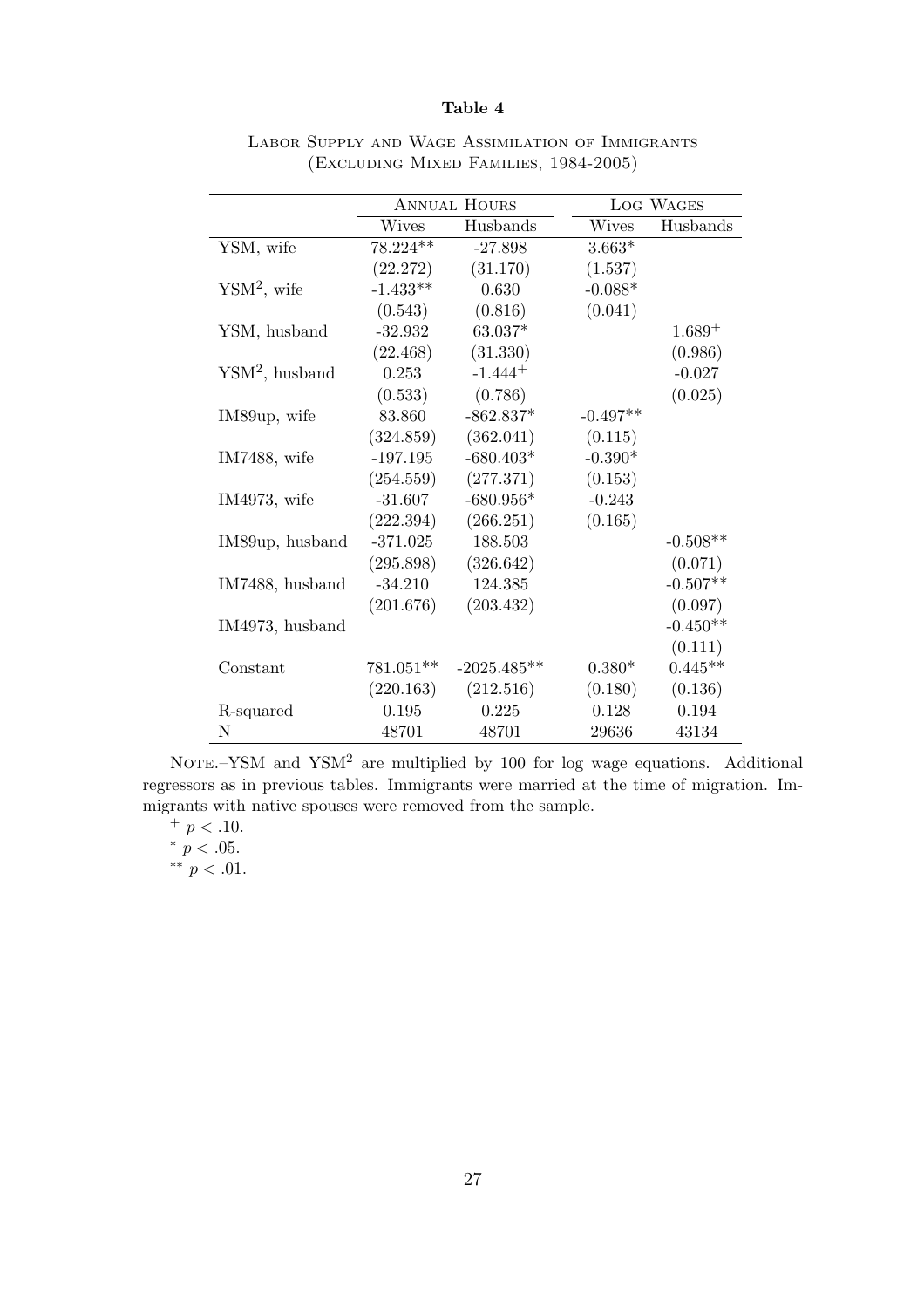**Table 4**

Labor Supply and Wage Assimilation of Immigrants
(Excluding Mixed Families, 1984-2005)

| | Annual Hours | | Log Wages | |
|---|---|---|---|---|
| | Wives | Husbands | Wives | Husbands |
| YSM, wife | 78.224** | -27.898 | 3.663* | |
| | (22.272) | (31.170) | (1.537) | |
| $\text{YSM}^2$, wife | -1.433** | 0.630 | -0.088* | |
| | (0.543) | (0.816) | (0.041) | |
| YSM, husband | -32.932 | 63.037* | | $1.689^{+}$ |
| | (22.468) | (31.330) | | (0.986) |
| $\text{YSM}^2$, husband | 0.253 | $-1.444^{+}$ | | -0.027 |
| | (0.533) | (0.786) | | (0.025) |
| IM89up, wife | 83.860 | -862.837* | -0.497** | |
| | (324.859) | (362.041) | (0.115) | |
| IM7488, wife | -197.195 | -680.403* | -0.390* | |
| | (254.559) | (277.371) | (0.153) | |
| IM4973, wife | -31.607 | -680.956* | -0.243 | |
| | (222.394) | (266.251) | (0.165) | |
| IM89up, husband | -371.025 | 188.503 | | -0.508** |
| | (295.898) | (326.642) | | (0.071) |
| IM7488, husband | -34.210 | 124.385 | | -0.507** |
| | (201.676) | (203.432) | | (0.097) |
| IM4973, husband | | | | -0.450** |
| | | | | (0.111) |
| Constant | 781.051** | -2025.485** | 0.380* | 0.445** |
| | (220.163) | (212.516) | (0.180) | (0.136) |
| R-squared | 0.195 | 0.225 | 0.128 | 0.194 |
| N | 48701 | 48701 | 29636 | 43134 |

Note.–YSM and $\text{YSM}^2$ are multiplied by 100 for log wage equations. Additional regressors as in previous tables. Immigrants were married at the time of migration. Immigrants with native spouses were removed from the sample.

$^{+}$ $p < .10$.

$^{*}$ $p < .05$.

$^{**}$ $p < .01$.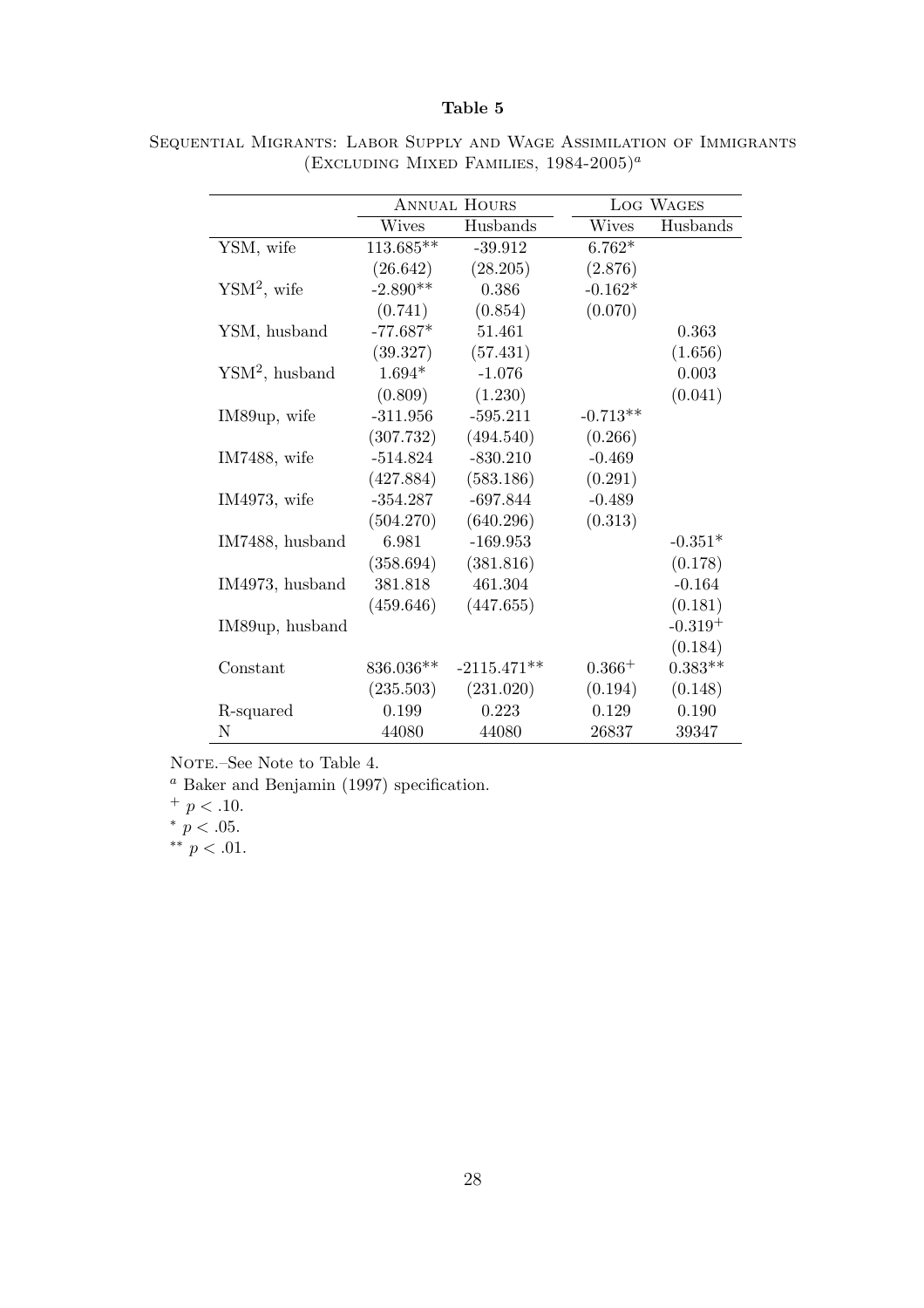**Table 5**

SEQUENTIAL MIGRANTS: LABOR SUPPLY AND WAGE ASSIMILATION OF IMMIGRANTS (EXCLUDING MIXED FAMILIES, 1984-2005)[a]

| | ANNUAL HOURS | | LOG WAGES | |
|---|---|---|---|---|
| | Wives | Husbands | Wives | Husbands |
| YSM, wife | 113.685** | -39.912 | 6.762* | |
| | (26.642) | (28.205) | (2.876) | |
| $\text{YSM}^2$, wife | -2.890** | 0.386 | -0.162* | |
| | (0.741) | (0.854) | (0.070) | |
| YSM, husband | -77.687* | 51.461 | | 0.363 |
| | (39.327) | (57.431) | | (1.656) |
| $\text{YSM}^2$, husband | 1.694* | -1.076 | | 0.003 |
| | (0.809) | (1.230) | | (0.041) |
| IM89up, wife | -311.956 | -595.211 | -0.713** | |
| | (307.732) | (494.540) | (0.266) | |
| IM7488, wife | -514.824 | -830.210 | -0.469 | |
| | (427.884) | (583.186) | (0.291) | |
| IM4973, wife | -354.287 | -697.844 | -0.489 | |
| | (504.270) | (640.296) | (0.313) | |
| IM7488, husband | 6.981 | -169.953 | | -0.351* |
| | (358.694) | (381.816) | | (0.178) |
| IM4973, husband | 381.818 | 461.304 | | -0.164 |
| | (459.646) | (447.655) | | (0.181) |
| IM89up, husband | | | | $-0.319^{+}$ |
| | | | | (0.184) |
| Constant | 836.036** | -2115.471** | $0.366^{+}$ | 0.383** |
| | (235.503) | (231.020) | (0.194) | (0.148) |
| R-squared | 0.199 | 0.223 | 0.129 | 0.190 |
| N | 44080 | 44080 | 26837 | 39347 |

NOTE.–See Note to Table 4.

[a] Baker and Benjamin (1997) specification.

$^{+}$ $p < .10$.

$^{*}$ $p < .05$.

$^{**}$ $p < .01$.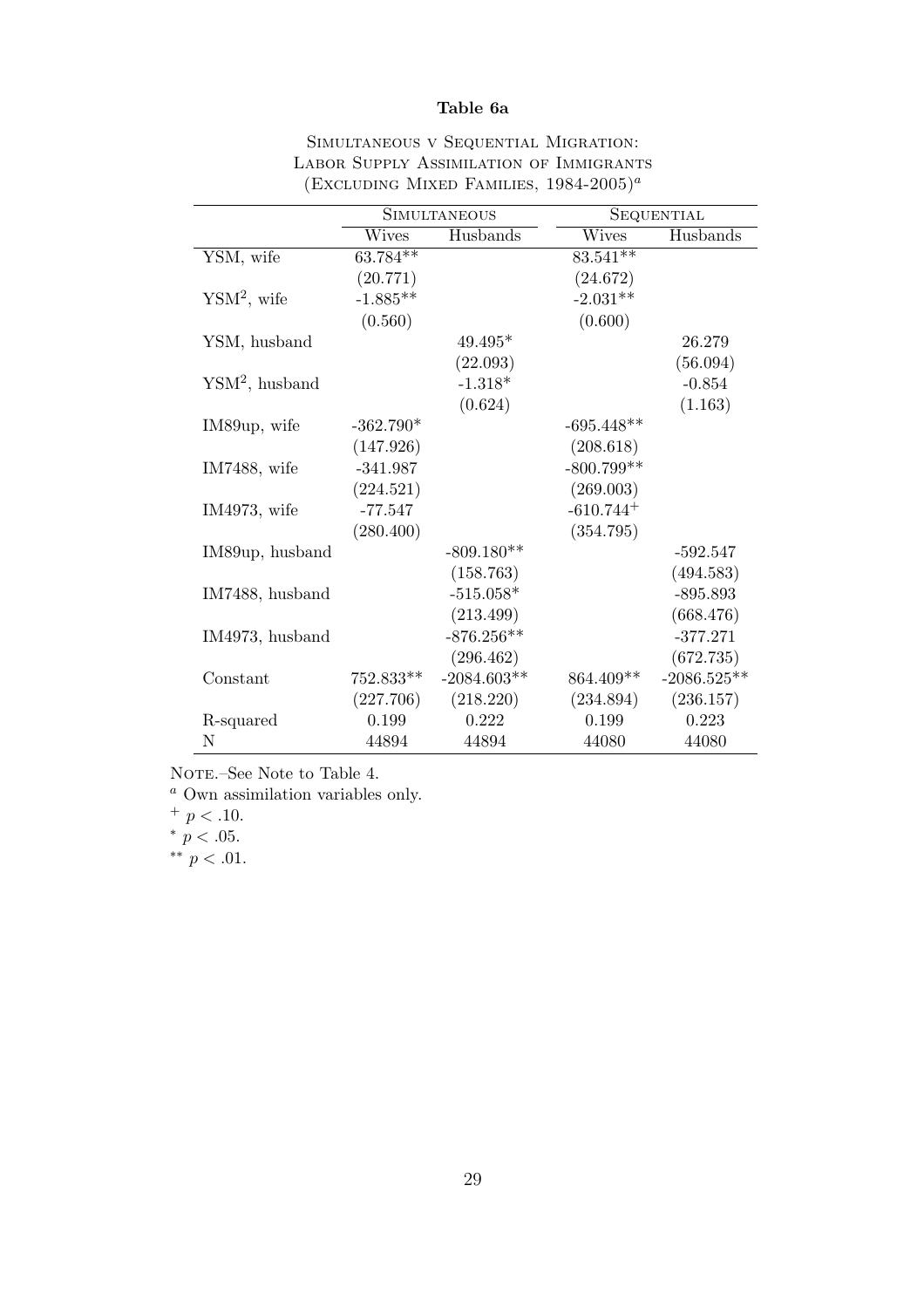**Table 6a**

SIMULTANEOUS V SEQUENTIAL MIGRATION:
LABOR SUPPLY ASSIMILATION OF IMMIGRANTS
(EXCLUDING MIXED FAMILIES, 1984-2005)[a]

| | Simultaneous | | Sequential | |
|---|---|---|---|---|
| | Wives | Husbands | Wives | Husbands |
| YSM, wife | 63.784** | | 83.541** | |
| | (20.771) | | (24.672) | |
| $YSM^2$, wife | -1.885** | | -2.031** | |
| | (0.560) | | (0.600) | |
| YSM, husband | | 49.495* | | 26.279 |
| | | (22.093) | | (56.094) |
| $YSM^2$, husband | | -1.318* | | -0.854 |
| | | (0.624) | | (1.163) |
| IM89up, wife | -362.790* | | -695.448** | |
| | (147.926) | | (208.618) | |
| IM7488, wife | -341.987 | | -800.799** | |
| | (224.521) | | (269.003) | |
| IM4973, wife | -77.547 | | -610.744$^+$ | |
| | (280.400) | | (354.795) | |
| IM89up, husband | | -809.180** | | -592.547 |
| | | (158.763) | | (494.583) |
| IM7488, husband | | -515.058* | | -895.893 |
| | | (213.499) | | (668.476) |
| IM4973, husband | | -876.256** | | -377.271 |
| | | (296.462) | | (672.735) |
| Constant | 752.833** | -2084.603** | 864.409** | -2086.525** |
| | (227.706) | (218.220) | (234.894) | (236.157) |
| R-squared | 0.199 | 0.222 | 0.199 | 0.223 |
| N | 44894 | 44894 | 44080 | 44080 |

NOTE.–See Note to Table 4.

[a] Own assimilation variables only.

$^+$ $p < .10$.

$^*$ $p < .05$.

$^{**}$ $p < .01$.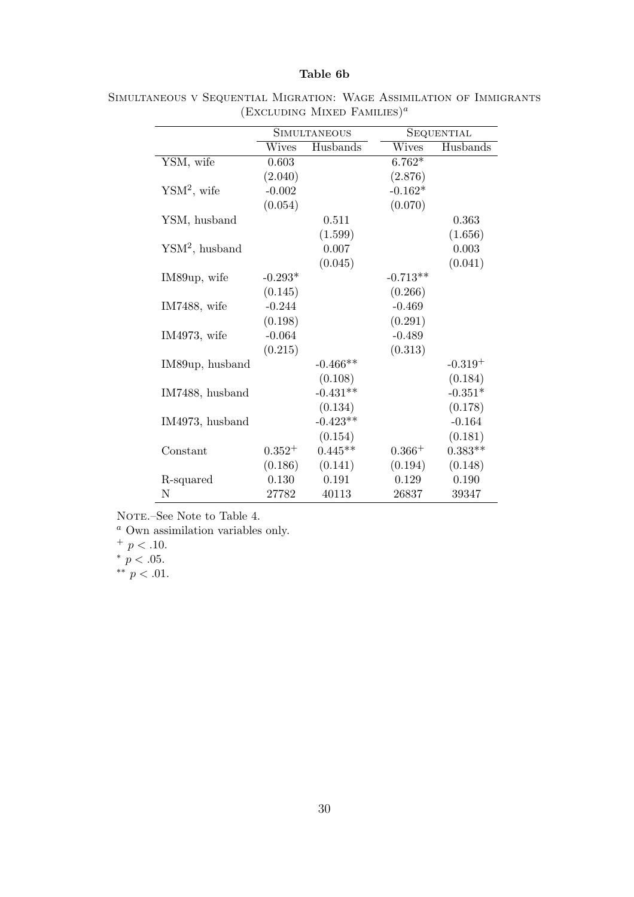**Table 6b**

Simultaneous v Sequential Migration: Wage Assimilation of Immigrants (Excluding Mixed Families)[a]

| | Simultaneous | | Sequential | |
|---|---|---|---|---|
| | Wives | Husbands | Wives | Husbands |
| YSM, wife | 0.603 | | 6.762* | |
| | (2.040) | | (2.876) | |
| $\text{YSM}^2$, wife | -0.002 | | -0.162* | |
| | (0.054) | | (0.070) | |
| YSM, husband | | 0.511 | | 0.363 |
| | | (1.599) | | (1.656) |
| $\text{YSM}^2$, husband | | 0.007 | | 0.003 |
| | | (0.045) | | (0.041) |
| IM89up, wife | -0.293* | | -0.713** | |
| | (0.145) | | (0.266) | |
| IM7488, wife | -0.244 | | -0.469 | |
| | (0.198) | | (0.291) | |
| IM4973, wife | -0.064 | | -0.489 | |
| | (0.215) | | (0.313) | |
| IM89up, husband | | -0.466** | | $-0.319^{+}$ |
| | | (0.108) | | (0.184) |
| IM7488, husband | | -0.431** | | -0.351* |
| | | (0.134) | | (0.178) |
| IM4973, husband | | -0.423** | | -0.164 |
| | | (0.154) | | (0.181) |
| Constant | $0.352^{+}$ | 0.445** | $0.366^{+}$ | 0.383** |
| | (0.186) | (0.141) | (0.194) | (0.148) |
| R-squared | 0.130 | 0.191 | 0.129 | 0.190 |
| N | 27782 | 40113 | 26837 | 39347 |

Note.–See Note to Table 4.

[a] Own assimilation variables only.

$^{+}$ $p < .10$.

$^{*}$ $p < .05$.

$^{**}$ $p < .01$.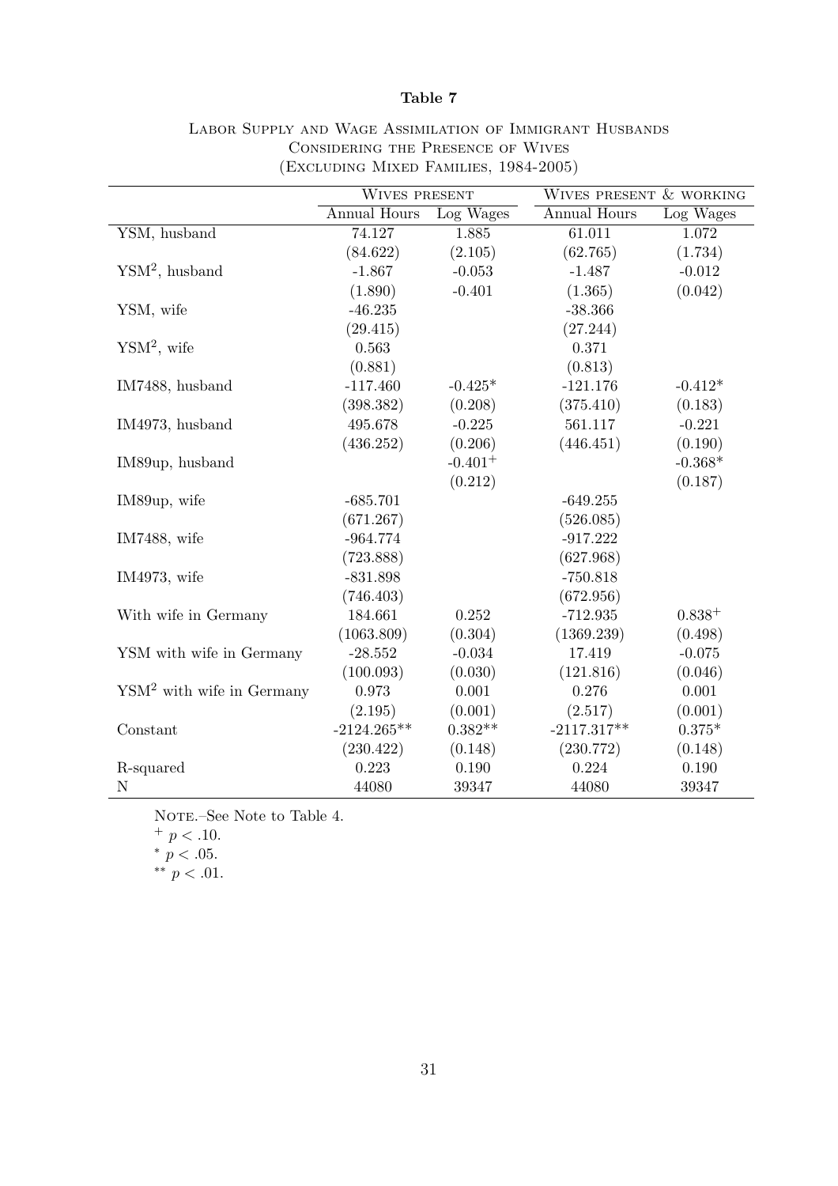**Table 7**

Labor Supply and Wage Assimilation of Immigrant Husbands Considering the Presence of Wives (Excluding Mixed Families, 1984-2005)

| | Wives present | | Wives present & working | |
|---|---|---|---|---|
| | Annual Hours | Log Wages | Annual Hours | Log Wages |
| YSM, husband | 74.127 | 1.885 | 61.011 | 1.072 |
| | (84.622) | (2.105) | (62.765) | (1.734) |
| $\text{YSM}^2$, husband | -1.867 | -0.053 | -1.487 | -0.012 |
| | (1.890) | -0.401 | (1.365) | (0.042) |
| YSM, wife | -46.235 | | -38.366 | |
| | (29.415) | | (27.244) | |
| $\text{YSM}^2$, wife | 0.563 | | 0.371 | |
| | (0.881) | | (0.813) | |
| IM7488, husband | -117.460 | -0.425* | -121.176 | -0.412* |
| | (398.382) | (0.208) | (375.410) | (0.183) |
| IM4973, husband | 495.678 | -0.225 | 561.117 | -0.221 |
| | (436.252) | (0.206) | (446.451) | (0.190) |
| IM89up, husband | | $-0.401^{+}$ | | -0.368* |
| | | (0.212) | | (0.187) |
| IM89up, wife | -685.701 | | -649.255 | |
| | (671.267) | | (526.085) | |
| IM7488, wife | -964.774 | | -917.222 | |
| | (723.888) | | (627.968) | |
| IM4973, wife | -831.898 | | -750.818 | |
| | (746.403) | | (672.956) | |
| With wife in Germany | 184.661 | 0.252 | -712.935 | $0.838^{+}$ |
| | (1063.809) | (0.304) | (1369.239) | (0.498) |
| YSM with wife in Germany | -28.552 | -0.034 | 17.419 | -0.075 |
| | (100.093) | (0.030) | (121.816) | (0.046) |
| $\text{YSM}^2$ with wife in Germany | 0.973 | 0.001 | 0.276 | 0.001 |
| | (2.195) | (0.001) | (2.517) | (0.001) |
| Constant | -2124.265** | 0.382** | -2117.317** | 0.375* |
| | (230.422) | (0.148) | (230.772) | (0.148) |
| R-squared | 0.223 | 0.190 | 0.224 | 0.190 |
| N | 44080 | 39347 | 44080 | 39347 |

Note.–See Note to Table 4.

$^{+}$ $p < .10$.

$^{*}$ $p < .05$.

$^{**}$ $p < .01$.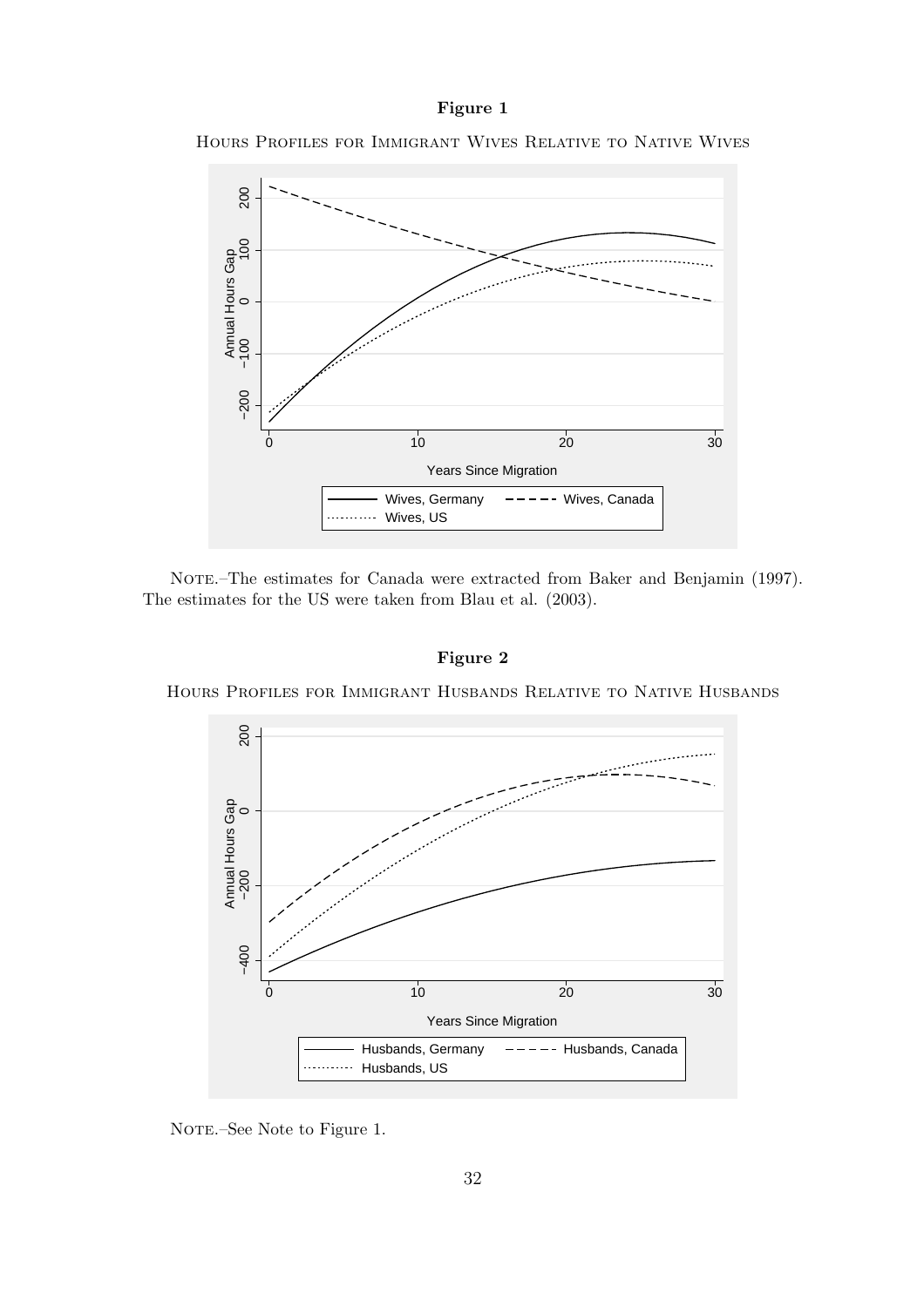**Figure 1**

Hours Profiles for Immigrant Wives Relative to Native Wives

Note.–The estimates for Canada were extracted from Baker and Benjamin (1997). The estimates for the US were taken from Blau et al. (2003).

**Figure 2**

Hours Profiles for Immigrant Husbands Relative to Native Husbands

Note.–See Note to Figure 1.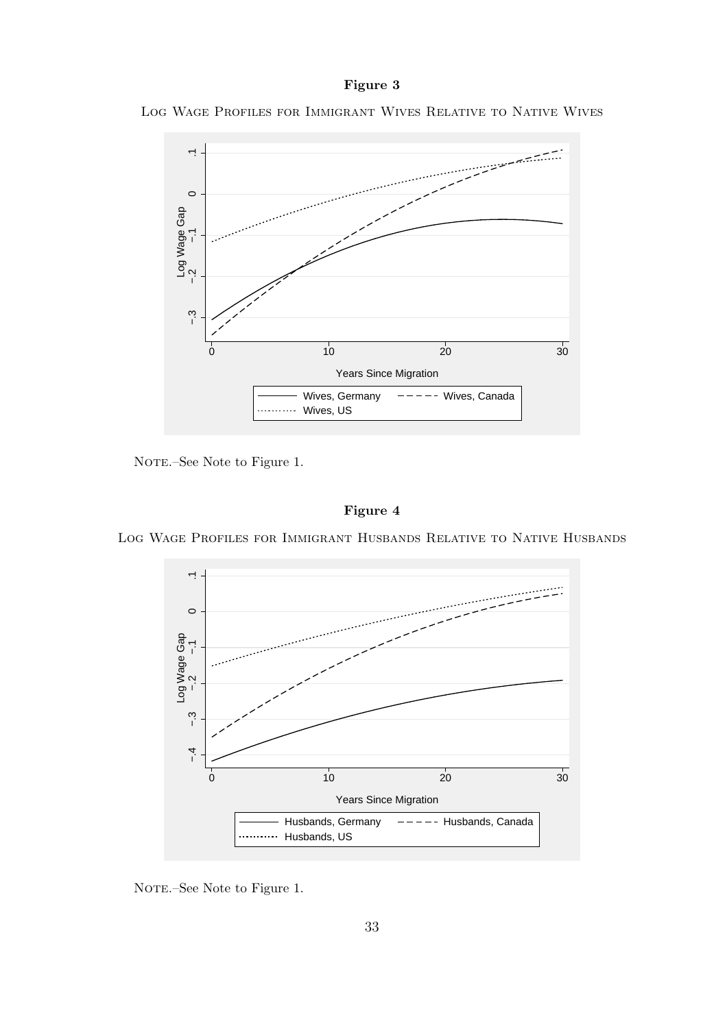**Figure 3**

Log Wage Profiles for Immigrant Wives Relative to Native Wives

Note.–See Note to Figure 1.

**Figure 4**

Log Wage Profiles for Immigrant Husbands Relative to Native Husbands

Note.–See Note to Figure 1.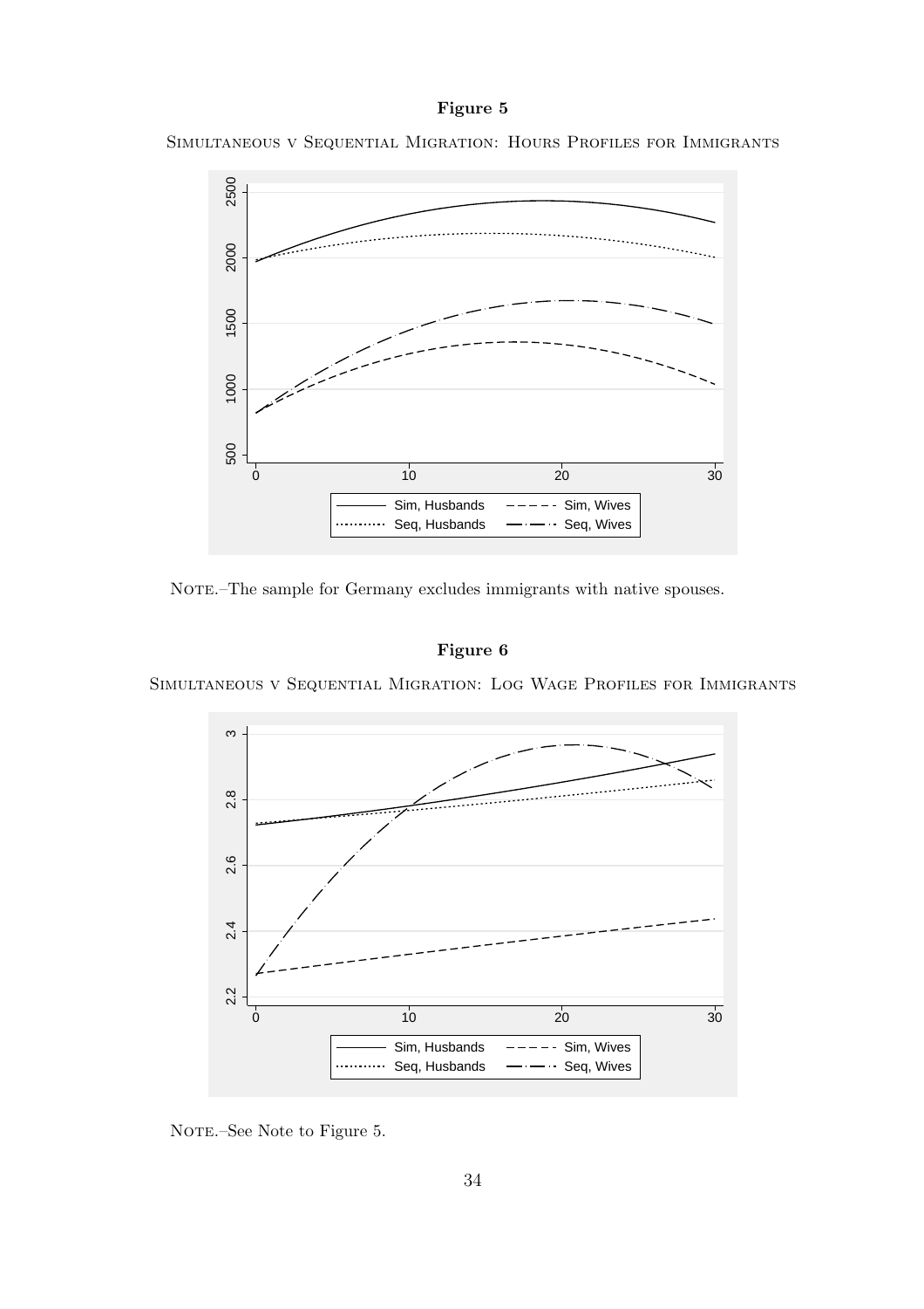**Figure 5**

Simultaneous v Sequential Migration: Hours Profiles for Immigrants

2500
2000
1500
1000
500
0
10
20
30
Sim, Husbands
Sim, Wives
Seq, Husbands
Seq, Wives

Note.–The sample for Germany excludes immigrants with native spouses.

**Figure 6**

Simultaneous v Sequential Migration: Log Wage Profiles for Immigrants

3
2.8
2.6
2.4
2.2
0
10
20
30
Sim, Husbands
Sim, Wives
Seq, Husbands
Seq, Wives

Note.–See Note to Figure 5.